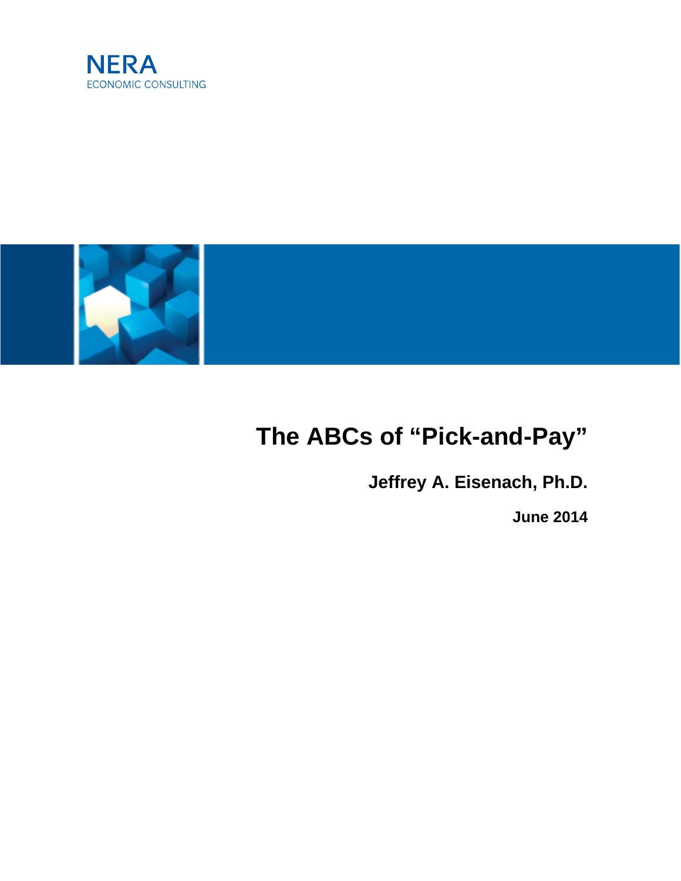NERA
ECONOMIC CONSULTING

# The ABCs of "Pick-and-Pay"

**Jeffrey A. Eisenach, Ph.D.**

**June 2014**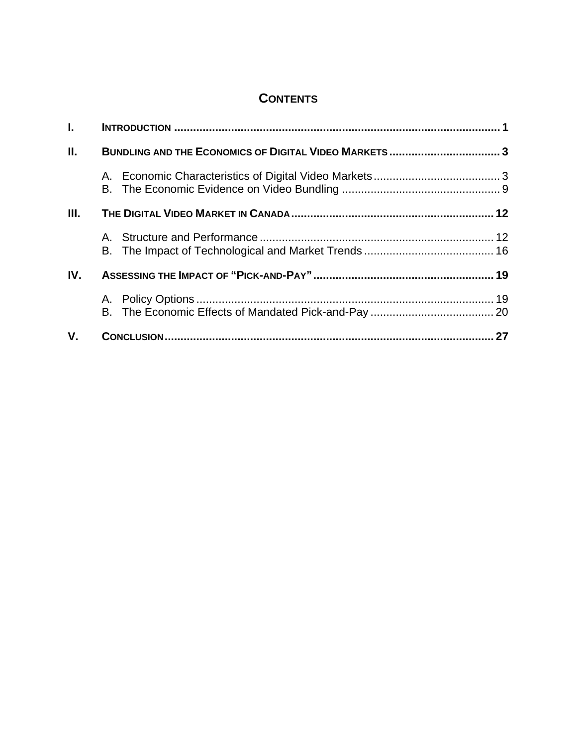# CONTENTS

| | | |
|---|---|---|
| I. | INTRODUCTION | 1 |
| II. | BUNDLING AND THE ECONOMICS OF DIGITAL VIDEO MARKETS | 3 |
| | A. Economic Characteristics of Digital Video Markets | 3 |
| | B. The Economic Evidence on Video Bundling | 9 |
| III. | THE DIGITAL VIDEO MARKET IN CANADA | 12 |
| | A. Structure and Performance | 12 |
| | B. The Impact of Technological and Market Trends | 16 |
| IV. | ASSESSING THE IMPACT OF "PICK-AND-PAY" | 19 |
| | A. Policy Options | 19 |
| | B. The Economic Effects of Mandated Pick-and-Pay | 20 |
| V. | CONCLUSION | 27 |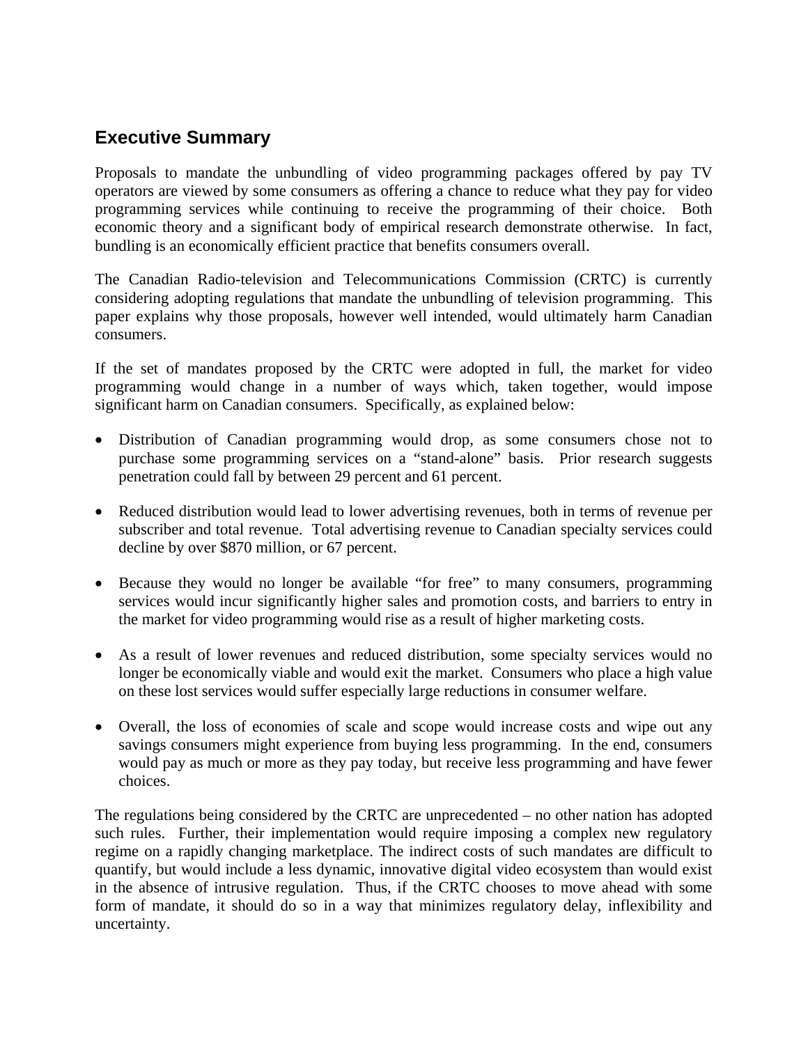## Executive Summary

Proposals to mandate the unbundling of video programming packages offered by pay TV operators are viewed by some consumers as offering a chance to reduce what they pay for video programming services while continuing to receive the programming of their choice. Both economic theory and a significant body of empirical research demonstrate otherwise. In fact, bundling is an economically efficient practice that benefits consumers overall.

The Canadian Radio-television and Telecommunications Commission (CRTC) is currently considering adopting regulations that mandate the unbundling of television programming. This paper explains why those proposals, however well intended, would ultimately harm Canadian consumers.

If the set of mandates proposed by the CRTC were adopted in full, the market for video programming would change in a number of ways which, taken together, would impose significant harm on Canadian consumers. Specifically, as explained below:

- Distribution of Canadian programming would drop, as some consumers chose not to purchase some programming services on a "stand-alone" basis. Prior research suggests penetration could fall by between 29 percent and 61 percent.
- Reduced distribution would lead to lower advertising revenues, both in terms of revenue per subscriber and total revenue. Total advertising revenue to Canadian specialty services could decline by over $870 million, or 67 percent.
- Because they would no longer be available "for free" to many consumers, programming services would incur significantly higher sales and promotion costs, and barriers to entry in the market for video programming would rise as a result of higher marketing costs.
- As a result of lower revenues and reduced distribution, some specialty services would no longer be economically viable and would exit the market. Consumers who place a high value on these lost services would suffer especially large reductions in consumer welfare.
- Overall, the loss of economies of scale and scope would increase costs and wipe out any savings consumers might experience from buying less programming. In the end, consumers would pay as much or more as they pay today, but receive less programming and have fewer choices.

The regulations being considered by the CRTC are unprecedented – no other nation has adopted such rules. Further, their implementation would require imposing a complex new regulatory regime on a rapidly changing marketplace. The indirect costs of such mandates are difficult to quantify, but would include a less dynamic, innovative digital video ecosystem than would exist in the absence of intrusive regulation. Thus, if the CRTC chooses to move ahead with some form of mandate, it should do so in a way that minimizes regulatory delay, inflexibility and uncertainty.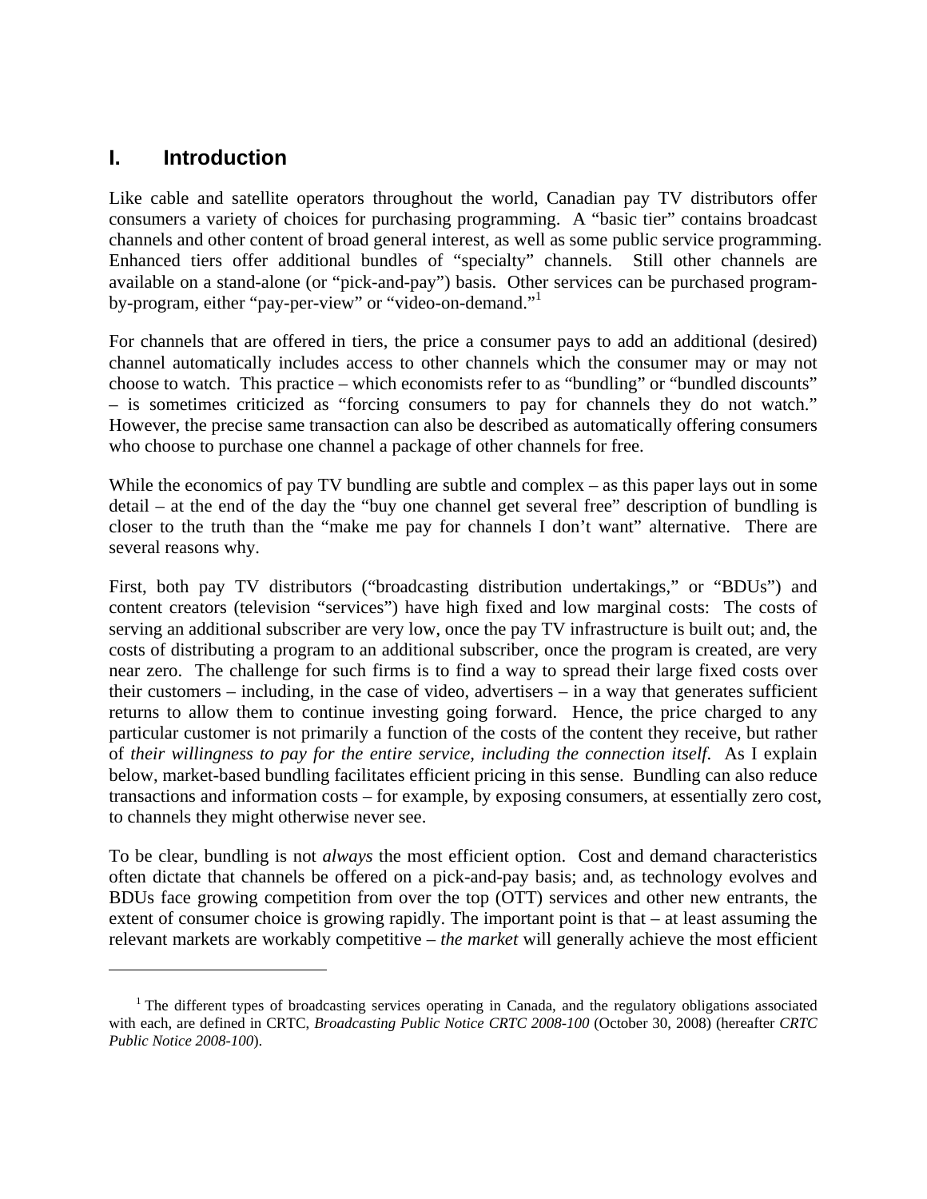# I. Introduction

Like cable and satellite operators throughout the world, Canadian pay TV distributors offer consumers a variety of choices for purchasing programming. A "basic tier" contains broadcast channels and other content of broad general interest, as well as some public service programming. Enhanced tiers offer additional bundles of "specialty" channels. Still other channels are available on a stand-alone (or "pick-and-pay") basis. Other services can be purchased program-by-program, either "pay-per-view" or "video-on-demand."[1]

For channels that are offered in tiers, the price a consumer pays to add an additional (desired) channel automatically includes access to other channels which the consumer may or may not choose to watch. This practice – which economists refer to as "bundling" or "bundled discounts" – is sometimes criticized as "forcing consumers to pay for channels they do not watch." However, the precise same transaction can also be described as automatically offering consumers who choose to purchase one channel a package of other channels for free.

While the economics of pay TV bundling are subtle and complex – as this paper lays out in some detail – at the end of the day the "buy one channel get several free" description of bundling is closer to the truth than the "make me pay for channels I don't want" alternative. There are several reasons why.

First, both pay TV distributors ("broadcasting distribution undertakings," or "BDUs") and content creators (television "services") have high fixed and low marginal costs: The costs of serving an additional subscriber are very low, once the pay TV infrastructure is built out; and, the costs of distributing a program to an additional subscriber, once the program is created, are very near zero. The challenge for such firms is to find a way to spread their large fixed costs over their customers – including, in the case of video, advertisers – in a way that generates sufficient returns to allow them to continue investing going forward. Hence, the price charged to any particular customer is not primarily a function of the costs of the content they receive, but rather of *their willingness to pay for the entire service, including the connection itself*. As I explain below, market-based bundling facilitates efficient pricing in this sense. Bundling can also reduce transactions and information costs – for example, by exposing consumers, at essentially zero cost, to channels they might otherwise never see.

To be clear, bundling is not *always* the most efficient option. Cost and demand characteristics often dictate that channels be offered on a pick-and-pay basis; and, as technology evolves and BDUs face growing competition from over the top (OTT) services and other new entrants, the extent of consumer choice is growing rapidly. The important point is that – at least assuming the relevant markets are workably competitive – *the market* will generally achieve the most efficient

[1] The different types of broadcasting services operating in Canada, and the regulatory obligations associated with each, are defined in CRTC, *Broadcasting Public Notice CRTC 2008-100* (October 30, 2008) (hereafter *CRTC Public Notice 2008-100*).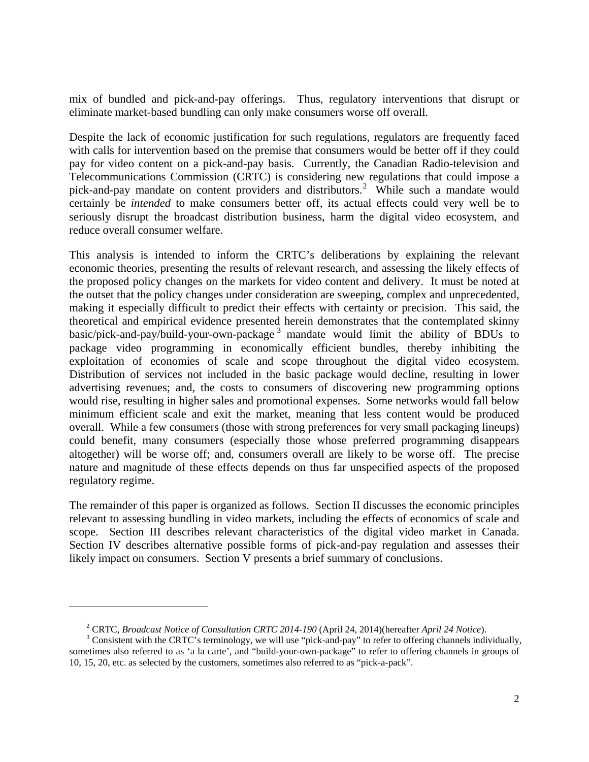mix of bundled and pick-and-pay offerings. Thus, regulatory interventions that disrupt or eliminate market-based bundling can only make consumers worse off overall.

Despite the lack of economic justification for such regulations, regulators are frequently faced with calls for intervention based on the premise that consumers would be better off if they could pay for video content on a pick-and-pay basis. Currently, the Canadian Radio-television and Telecommunications Commission (CRTC) is considering new regulations that could impose a pick-and-pay mandate on content providers and distributors.[2] While such a mandate would certainly be *intended* to make consumers better off, its actual effects could very well be to seriously disrupt the broadcast distribution business, harm the digital video ecosystem, and reduce overall consumer welfare.

This analysis is intended to inform the CRTC's deliberations by explaining the relevant economic theories, presenting the results of relevant research, and assessing the likely effects of the proposed policy changes on the markets for video content and delivery. It must be noted at the outset that the policy changes under consideration are sweeping, complex and unprecedented, making it especially difficult to predict their effects with certainty or precision. This said, the theoretical and empirical evidence presented herein demonstrates that the contemplated skinny basic/pick-and-pay/build-your-own-package[3] mandate would limit the ability of BDUs to package video programming in economically efficient bundles, thereby inhibiting the exploitation of economies of scale and scope throughout the digital video ecosystem. Distribution of services not included in the basic package would decline, resulting in lower advertising revenues; and, the costs to consumers of discovering new programming options would rise, resulting in higher sales and promotional expenses. Some networks would fall below minimum efficient scale and exit the market, meaning that less content would be produced overall. While a few consumers (those with strong preferences for very small packaging lineups) could benefit, many consumers (especially those whose preferred programming disappears altogether) will be worse off; and, consumers overall are likely to be worse off. The precise nature and magnitude of these effects depends on thus far unspecified aspects of the proposed regulatory regime.

The remainder of this paper is organized as follows. Section II discusses the economic principles relevant to assessing bundling in video markets, including the effects of economics of scale and scope. Section III describes relevant characteristics of the digital video market in Canada. Section IV describes alternative possible forms of pick-and-pay regulation and assesses their likely impact on consumers. Section V presents a brief summary of conclusions.

---

[2] CRTC, *Broadcast Notice of Consultation CRTC 2014-190* (April 24, 2014)(hereafter *April 24 Notice*).

[3] Consistent with the CRTC's terminology, we will use "pick-and-pay" to refer to offering channels individually, sometimes also referred to as 'a la carte', and "build-your-own-package" to refer to offering channels in groups of 10, 15, 20, etc. as selected by the customers, sometimes also referred to as "pick-a-pack".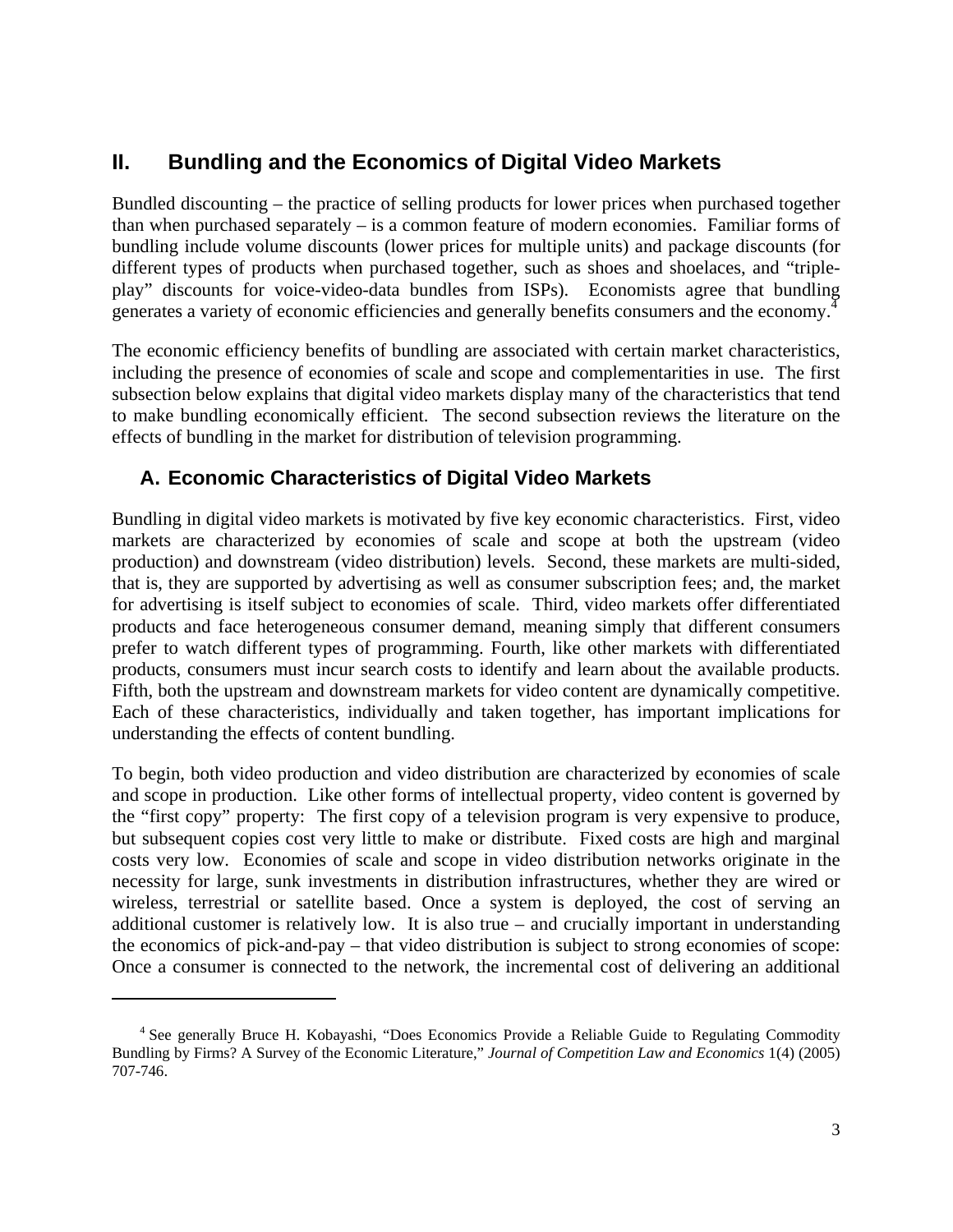## II. Bundling and the Economics of Digital Video Markets

Bundled discounting – the practice of selling products for lower prices when purchased together than when purchased separately – is a common feature of modern economies. Familiar forms of bundling include volume discounts (lower prices for multiple units) and package discounts (for different types of products when purchased together, such as shoes and shoelaces, and "triple-play" discounts for voice-video-data bundles from ISPs). Economists agree that bundling generates a variety of economic efficiencies and generally benefits consumers and the economy.[4]

The economic efficiency benefits of bundling are associated with certain market characteristics, including the presence of economies of scale and scope and complementarities in use. The first subsection below explains that digital video markets display many of the characteristics that tend to make bundling economically efficient. The second subsection reviews the literature on the effects of bundling in the market for distribution of television programming.

### A. Economic Characteristics of Digital Video Markets

Bundling in digital video markets is motivated by five key economic characteristics. First, video markets are characterized by economies of scale and scope at both the upstream (video production) and downstream (video distribution) levels. Second, these markets are multi-sided, that is, they are supported by advertising as well as consumer subscription fees; and, the market for advertising is itself subject to economies of scale. Third, video markets offer differentiated products and face heterogeneous consumer demand, meaning simply that different consumers prefer to watch different types of programming. Fourth, like other markets with differentiated products, consumers must incur search costs to identify and learn about the available products. Fifth, both the upstream and downstream markets for video content are dynamically competitive. Each of these characteristics, individually and taken together, has important implications for understanding the effects of content bundling.

To begin, both video production and video distribution are characterized by economies of scale and scope in production. Like other forms of intellectual property, video content is governed by the "first copy" property: The first copy of a television program is very expensive to produce, but subsequent copies cost very little to make or distribute. Fixed costs are high and marginal costs very low. Economies of scale and scope in video distribution networks originate in the necessity for large, sunk investments in distribution infrastructures, whether they are wired or wireless, terrestrial or satellite based. Once a system is deployed, the cost of serving an additional customer is relatively low. It is also true – and crucially important in understanding the economics of pick-and-pay – that video distribution is subject to strong economies of scope: Once a consumer is connected to the network, the incremental cost of delivering an additional

---

[4] See generally Bruce H. Kobayashi, "Does Economics Provide a Reliable Guide to Regulating Commodity Bundling by Firms? A Survey of the Economic Literature," *Journal of Competition Law and Economics* 1(4) (2005) 707-746.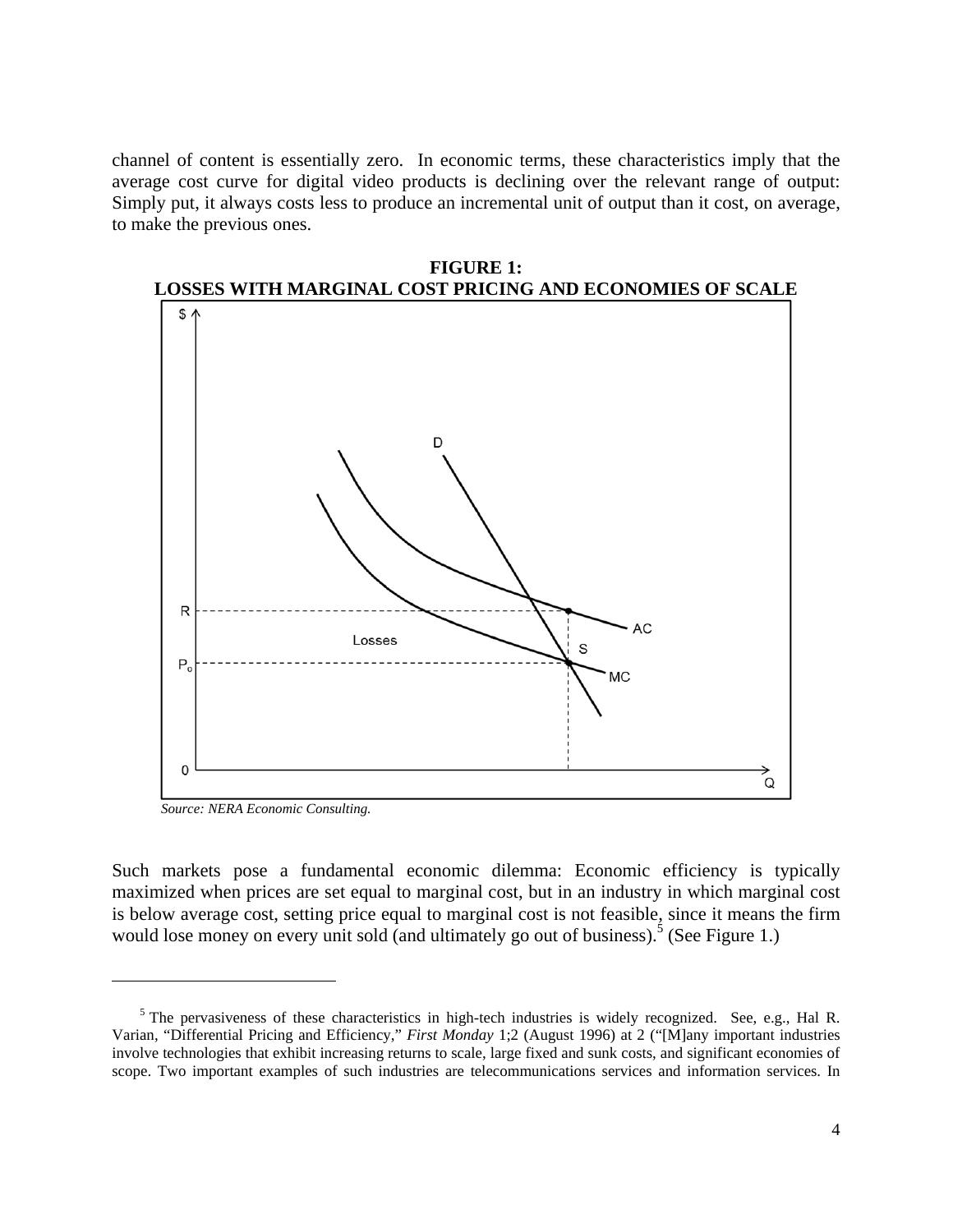channel of content is essentially zero. In economic terms, these characteristics imply that the average cost curve for digital video products is declining over the relevant range of output: Simply put, it always costs less to produce an incremental unit of output than it cost, on average, to make the previous ones.

**FIGURE 1:**
**LOSSES WITH MARGINAL COST PRICING AND ECONOMIES OF SCALE**

*Source: NERA Economic Consulting.*

Such markets pose a fundamental economic dilemma: Economic efficiency is typically maximized when prices are set equal to marginal cost, but in an industry in which marginal cost is below average cost, setting price equal to marginal cost is not feasible, since it means the firm would lose money on every unit sold (and ultimately go out of business).[5] (See Figure 1.)

[5] The pervasiveness of these characteristics in high-tech industries is widely recognized. See, e.g., Hal R. Varian, "Differential Pricing and Efficiency," *First Monday* 1;2 (August 1996) at 2 ("[M]any important industries involve technologies that exhibit increasing returns to scale, large fixed and sunk costs, and significant economies of scope. Two important examples of such industries are telecommunications services and information services. In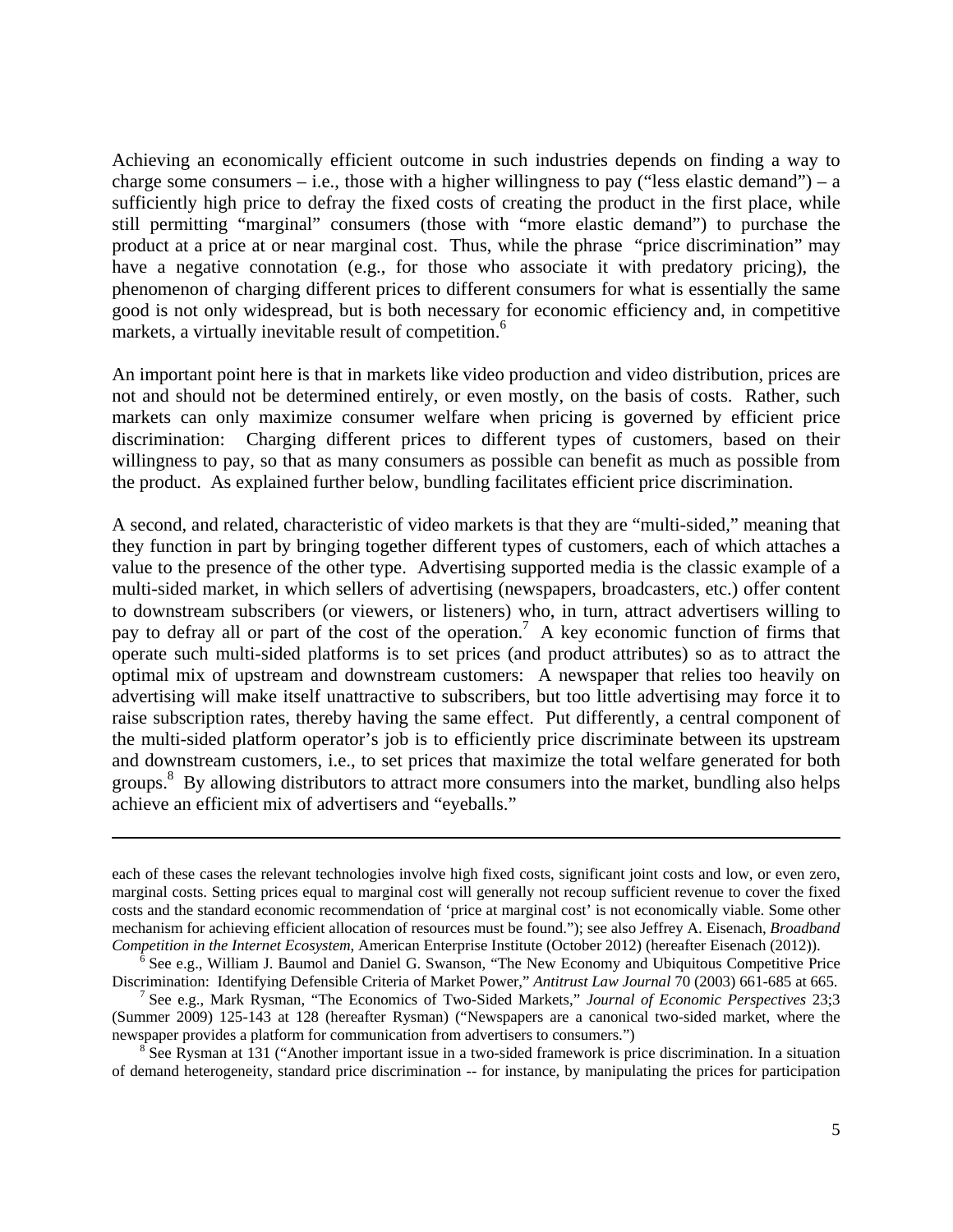Achieving an economically efficient outcome in such industries depends on finding a way to charge some consumers – i.e., those with a higher willingness to pay ("less elastic demand") – a sufficiently high price to defray the fixed costs of creating the product in the first place, while still permitting "marginal" consumers (those with "more elastic demand") to purchase the product at a price at or near marginal cost. Thus, while the phrase "price discrimination" may have a negative connotation (e.g., for those who associate it with predatory pricing), the phenomenon of charging different prices to different consumers for what is essentially the same good is not only widespread, but is both necessary for economic efficiency and, in competitive markets, a virtually inevitable result of competition.[6]

An important point here is that in markets like video production and video distribution, prices are not and should not be determined entirely, or even mostly, on the basis of costs. Rather, such markets can only maximize consumer welfare when pricing is governed by efficient price discrimination: Charging different prices to different types of customers, based on their willingness to pay, so that as many consumers as possible can benefit as much as possible from the product. As explained further below, bundling facilitates efficient price discrimination.

A second, and related, characteristic of video markets is that they are "multi-sided," meaning that they function in part by bringing together different types of customers, each of which attaches a value to the presence of the other type. Advertising supported media is the classic example of a multi-sided market, in which sellers of advertising (newspapers, broadcasters, etc.) offer content to downstream subscribers (or viewers, or listeners) who, in turn, attract advertisers willing to pay to defray all or part of the cost of the operation.[7] A key economic function of firms that operate such multi-sided platforms is to set prices (and product attributes) so as to attract the optimal mix of upstream and downstream customers: A newspaper that relies too heavily on advertising will make itself unattractive to subscribers, but too little advertising may force it to raise subscription rates, thereby having the same effect. Put differently, a central component of the multi-sided platform operator's job is to efficiently price discriminate between its upstream and downstream customers, i.e., to set prices that maximize the total welfare generated for both groups.[8] By allowing distributors to attract more consumers into the market, bundling also helps achieve an efficient mix of advertisers and "eyeballs."

---

each of these cases the relevant technologies involve high fixed costs, significant joint costs and low, or even zero, marginal costs. Setting prices equal to marginal cost will generally not recoup sufficient revenue to cover the fixed costs and the standard economic recommendation of 'price at marginal cost' is not economically viable. Some other mechanism for achieving efficient allocation of resources must be found."); see also Jeffrey A. Eisenach, *Broadband Competition in the Internet Ecosystem*, American Enterprise Institute (October 2012) (hereafter Eisenach (2012)).

[6] See e.g., William J. Baumol and Daniel G. Swanson, "The New Economy and Ubiquitous Competitive Price Discrimination: Identifying Defensible Criteria of Market Power," *Antitrust Law Journal* 70 (2003) 661-685 at 665.

[7] See e.g., Mark Rysman, "The Economics of Two-Sided Markets," *Journal of Economic Perspectives* 23;3 (Summer 2009) 125-143 at 128 (hereafter Rysman) ("Newspapers are a canonical two-sided market, where the newspaper provides a platform for communication from advertisers to consumers.")

[8] See Rysman at 131 ("Another important issue in a two-sided framework is price discrimination. In a situation of demand heterogeneity, standard price discrimination -- for instance, by manipulating the prices for participation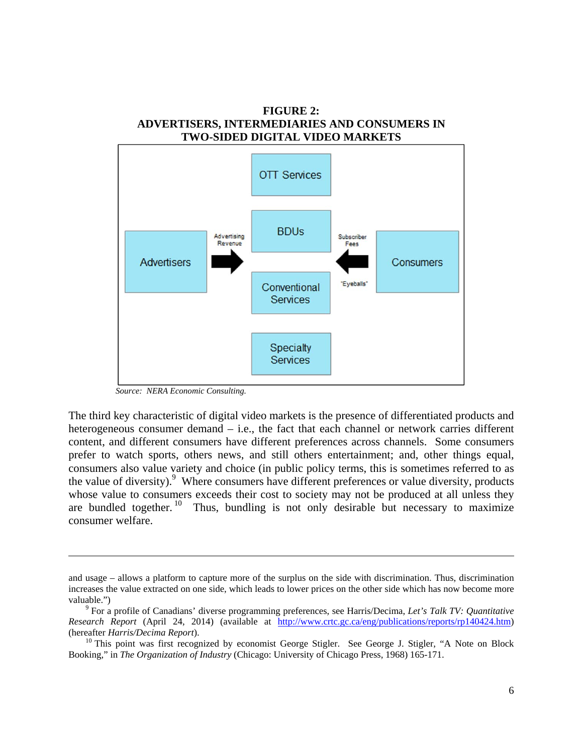**FIGURE 2:**
**ADVERTISERS, INTERMEDIARIES AND CONSUMERS IN TWO-SIDED DIGITAL VIDEO MARKETS**

OTT Services

BDUs

Conventional Services

Specialty Services

Advertisers

Advertising Revenue

Subscriber Fees

"Eyeballs"

Consumers

*Source: NERA Economic Consulting.*

The third key characteristic of digital video markets is the presence of differentiated products and heterogeneous consumer demand – i.e., the fact that each channel or network carries different content, and different consumers have different preferences across channels. Some consumers prefer to watch sports, others news, and still others entertainment; and, other things equal, consumers also value variety and choice (in public policy terms, this is sometimes referred to as the value of diversity).[9] Where consumers have different preferences or value diversity, products whose value to consumers exceeds their cost to society may not be produced at all unless they are bundled together.[10] Thus, bundling is not only desirable but necessary to maximize consumer welfare.

---

and usage – allows a platform to capture more of the surplus on the side with discrimination. Thus, discrimination increases the value extracted on one side, which leads to lower prices on the other side which has now become more valuable.")

[9] For a profile of Canadians' diverse programming preferences, see Harris/Decima, *Let's Talk TV: Quantitative Research Report* (April 24, 2014) (available at http://www.crtc.gc.ca/eng/publications/reports/rp140424.htm) (hereafter *Harris/Decima Report*).

[10] This point was first recognized by economist George Stigler. See George J. Stigler, "A Note on Block Booking," in *The Organization of Industry* (Chicago: University of Chicago Press, 1968) 165-171.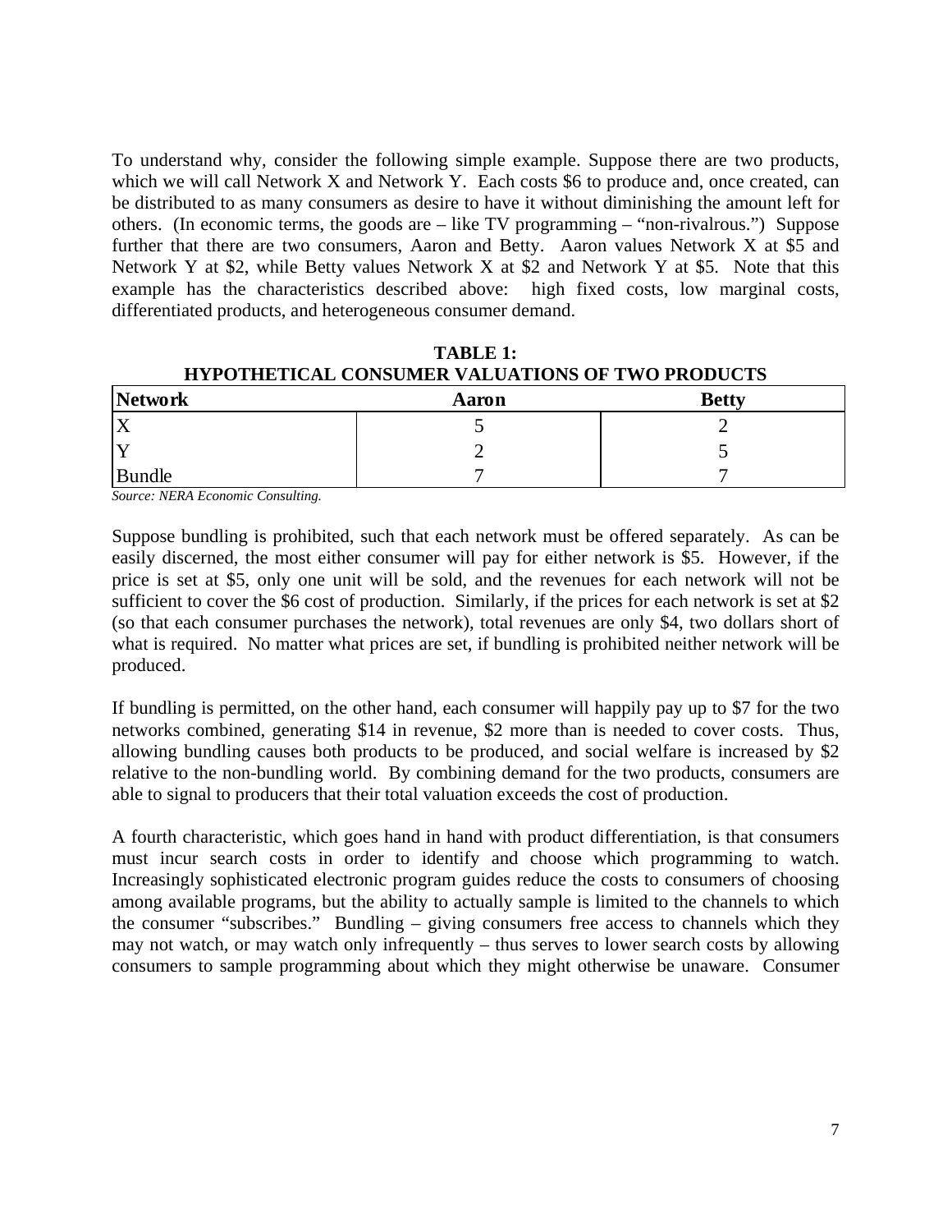To understand why, consider the following simple example. Suppose there are two products, which we will call Network X and Network Y. Each costs $6 to produce and, once created, can be distributed to as many consumers as desire to have it without diminishing the amount left for others. (In economic terms, the goods are – like TV programming – "non-rivalrous.") Suppose further that there are two consumers, Aaron and Betty. Aaron values Network X at $5 and Network Y at $2, while Betty values Network X at $2 and Network Y at $5. Note that this example has the characteristics described above: high fixed costs, low marginal costs, differentiated products, and heterogeneous consumer demand.

**TABLE 1:**
**HYPOTHETICAL CONSUMER VALUATIONS OF TWO PRODUCTS**

| Network | Aaron | Betty |
|---|---|---|
| X | 5 | 2 |
| Y | 2 | 5 |
| Bundle | 7 | 7 |

*Source: NERA Economic Consulting.*

Suppose bundling is prohibited, such that each network must be offered separately. As can be easily discerned, the most either consumer will pay for either network is $5. However, if the price is set at $5, only one unit will be sold, and the revenues for each network will not be sufficient to cover the $6 cost of production. Similarly, if the prices for each network is set at $2 (so that each consumer purchases the network), total revenues are only $4, two dollars short of what is required. No matter what prices are set, if bundling is prohibited neither network will be produced.

If bundling is permitted, on the other hand, each consumer will happily pay up to $7 for the two networks combined, generating $14 in revenue, $2 more than is needed to cover costs. Thus, allowing bundling causes both products to be produced, and social welfare is increased by $2 relative to the non-bundling world. By combining demand for the two products, consumers are able to signal to producers that their total valuation exceeds the cost of production.

A fourth characteristic, which goes hand in hand with product differentiation, is that consumers must incur search costs in order to identify and choose which programming to watch. Increasingly sophisticated electronic program guides reduce the costs to consumers of choosing among available programs, but the ability to actually sample is limited to the channels to which the consumer "subscribes." Bundling – giving consumers free access to channels which they may not watch, or may watch only infrequently – thus serves to lower search costs by allowing consumers to sample programming about which they might otherwise be unaware. Consumer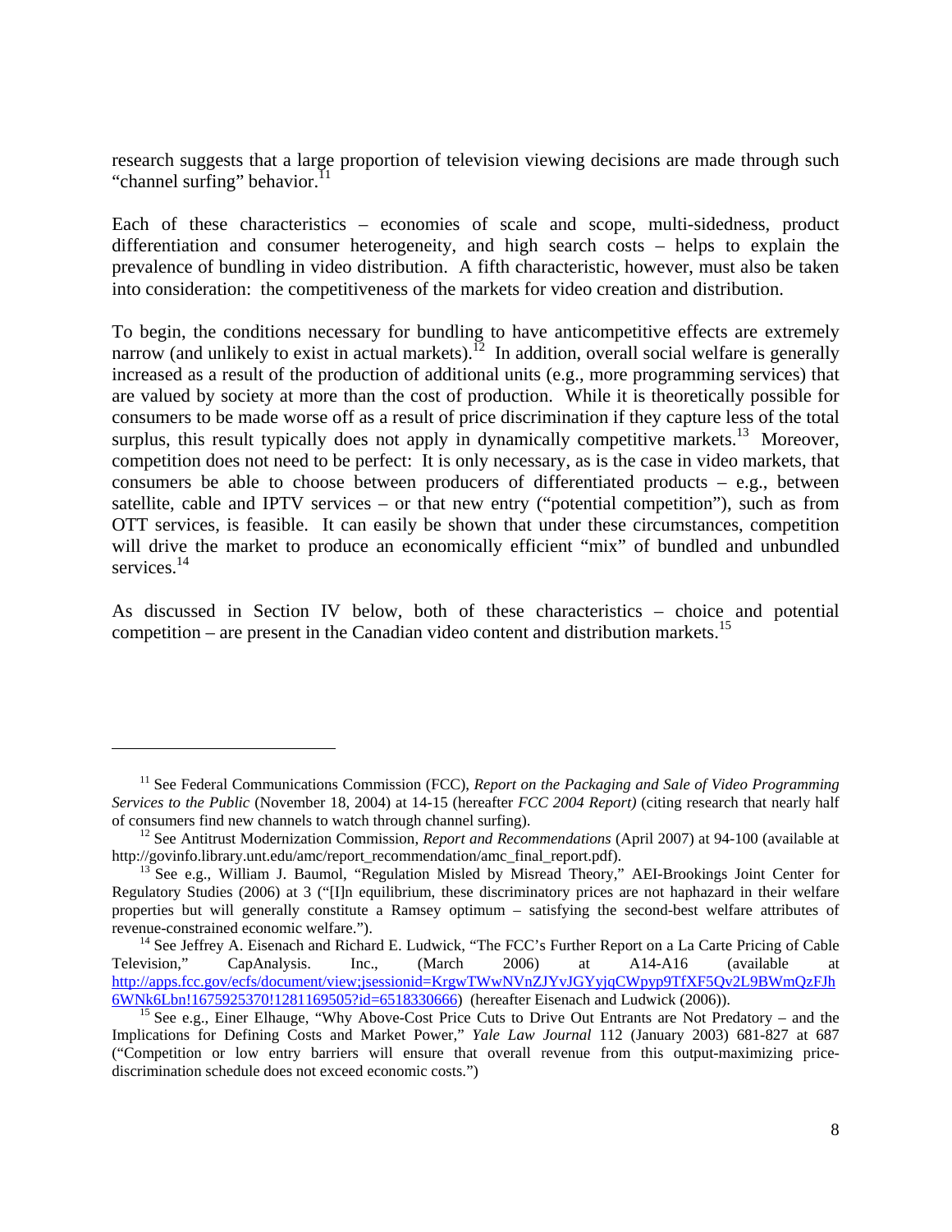research suggests that a large proportion of television viewing decisions are made through such "channel surfing" behavior.[11]

Each of these characteristics – economies of scale and scope, multi-sidedness, product differentiation and consumer heterogeneity, and high search costs – helps to explain the prevalence of bundling in video distribution. A fifth characteristic, however, must also be taken into consideration: the competitiveness of the markets for video creation and distribution.

To begin, the conditions necessary for bundling to have anticompetitive effects are extremely narrow (and unlikely to exist in actual markets).[12] In addition, overall social welfare is generally increased as a result of the production of additional units (e.g., more programming services) that are valued by society at more than the cost of production. While it is theoretically possible for consumers to be made worse off as a result of price discrimination if they capture less of the total surplus, this result typically does not apply in dynamically competitive markets.[13] Moreover, competition does not need to be perfect: It is only necessary, as is the case in video markets, that consumers be able to choose between producers of differentiated products – e.g., between satellite, cable and IPTV services – or that new entry ("potential competition"), such as from OTT services, is feasible. It can easily be shown that under these circumstances, competition will drive the market to produce an economically efficient "mix" of bundled and unbundled services.[14]

As discussed in Section IV below, both of these characteristics – choice and potential competition – are present in the Canadian video content and distribution markets.[15]

---

[11] See Federal Communications Commission (FCC), *Report on the Packaging and Sale of Video Programming Services to the Public* (November 18, 2004) at 14-15 (hereafter *FCC 2004 Report)* (citing research that nearly half of consumers find new channels to watch through channel surfing).

[12] See Antitrust Modernization Commission, *Report and Recommendations* (April 2007) at 94-100 (available at http://govinfo.library.unt.edu/amc/report_recommendation/amc_final_report.pdf).

[13] See e.g., William J. Baumol, "Regulation Misled by Misread Theory," AEI-Brookings Joint Center for Regulatory Studies (2006) at 3 ("[I]n equilibrium, these discriminatory prices are not haphazard in their welfare properties but will generally constitute a Ramsey optimum – satisfying the second-best welfare attributes of revenue-constrained economic welfare.").

[14] See Jeffrey A. Eisenach and Richard E. Ludwick, "The FCC's Further Report on a La Carte Pricing of Cable Television," CapAnalysis. Inc., (March 2006) at A14-A16 (available at http://apps.fcc.gov/ecfs/document/view;jsessionid=KrgwTWwNVnZJYvJGYyjqCWpyp9TfXF5Qv2L9BWmQzFJh6WNk6Lbn!1675925370!1281169505?id=6518330666) (hereafter Eisenach and Ludwick (2006)).

[15] See e.g., Einer Elhauge, "Why Above-Cost Price Cuts to Drive Out Entrants are Not Predatory – and the Implications for Defining Costs and Market Power," *Yale Law Journal* 112 (January 2003) 681-827 at 687 ("Competition or low entry barriers will ensure that overall revenue from this output-maximizing price-discrimination schedule does not exceed economic costs.")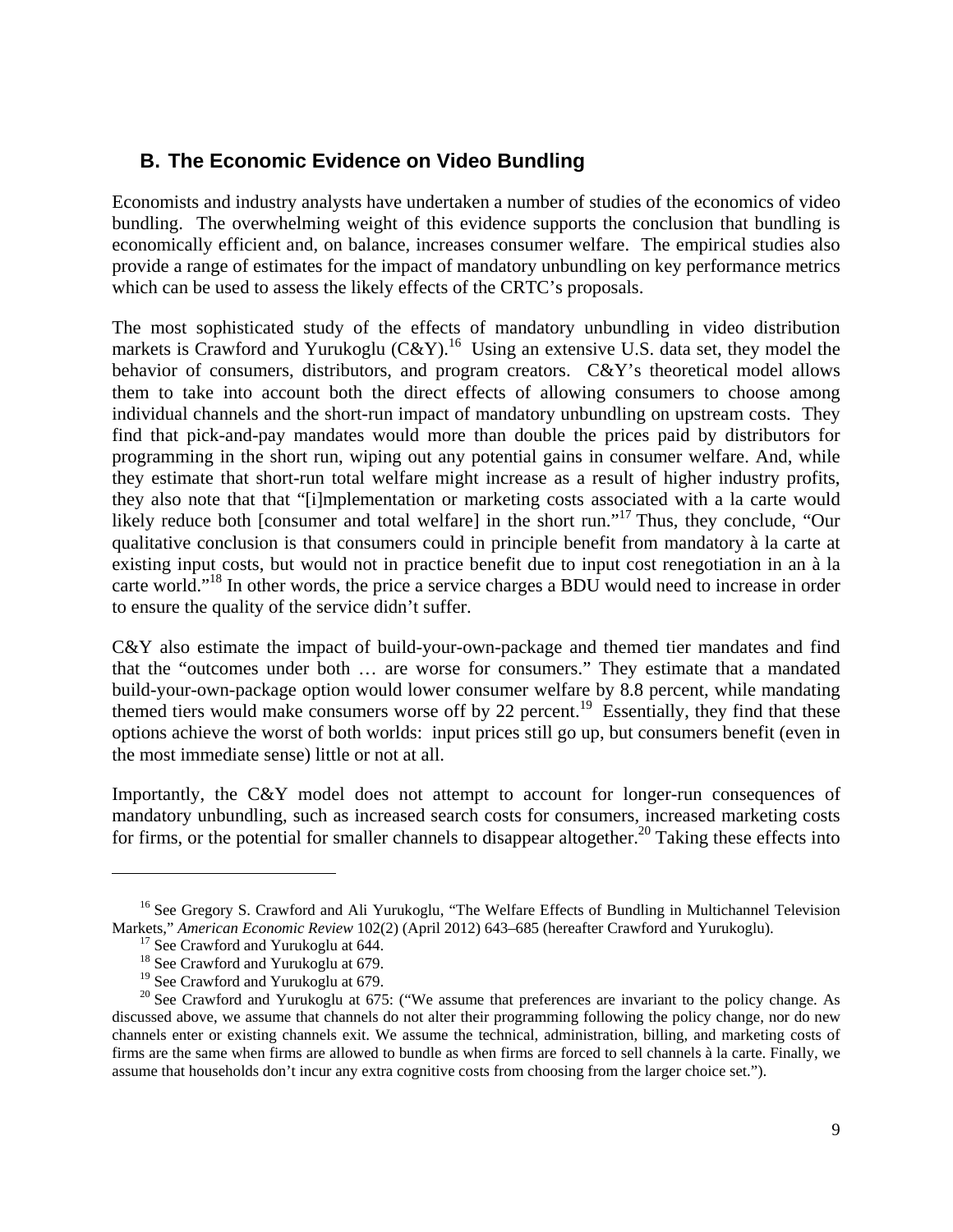## B. The Economic Evidence on Video Bundling

Economists and industry analysts have undertaken a number of studies of the economics of video bundling. The overwhelming weight of this evidence supports the conclusion that bundling is economically efficient and, on balance, increases consumer welfare. The empirical studies also provide a range of estimates for the impact of mandatory unbundling on key performance metrics which can be used to assess the likely effects of the CRTC's proposals.

The most sophisticated study of the effects of mandatory unbundling in video distribution markets is Crawford and Yurukoglu (C&Y).[16] Using an extensive U.S. data set, they model the behavior of consumers, distributors, and program creators. C&Y's theoretical model allows them to take into account both the direct effects of allowing consumers to choose among individual channels and the short-run impact of mandatory unbundling on upstream costs. They find that pick-and-pay mandates would more than double the prices paid by distributors for programming in the short run, wiping out any potential gains in consumer welfare. And, while they estimate that short-run total welfare might increase as a result of higher industry profits, they also note that that "[i]mplementation or marketing costs associated with a la carte would likely reduce both [consumer and total welfare] in the short run."[17] Thus, they conclude, "Our qualitative conclusion is that consumers could in principle benefit from mandatory à la carte at existing input costs, but would not in practice benefit due to input cost renegotiation in an à la carte world."[18] In other words, the price a service charges a BDU would need to increase in order to ensure the quality of the service didn't suffer.

C&Y also estimate the impact of build-your-own-package and themed tier mandates and find that the "outcomes under both … are worse for consumers." They estimate that a mandated build-your-own-package option would lower consumer welfare by 8.8 percent, while mandating themed tiers would make consumers worse off by 22 percent.[19] Essentially, they find that these options achieve the worst of both worlds: input prices still go up, but consumers benefit (even in the most immediate sense) little or not at all.

Importantly, the C&Y model does not attempt to account for longer-run consequences of mandatory unbundling, such as increased search costs for consumers, increased marketing costs for firms, or the potential for smaller channels to disappear altogether.[20] Taking these effects into

---

[16] See Gregory S. Crawford and Ali Yurukoglu, "The Welfare Effects of Bundling in Multichannel Television Markets," *American Economic Review* 102(2) (April 2012) 643–685 (hereafter Crawford and Yurukoglu).

[17] See Crawford and Yurukoglu at 644.

[18] See Crawford and Yurukoglu at 679.

[19] See Crawford and Yurukoglu at 679.

[20] See Crawford and Yurukoglu at 675: ("We assume that preferences are invariant to the policy change. As discussed above, we assume that channels do not alter their programming following the policy change, nor do new channels enter or existing channels exit. We assume the technical, administration, billing, and marketing costs of firms are the same when firms are allowed to bundle as when firms are forced to sell channels à la carte. Finally, we assume that households don't incur any extra cognitive costs from choosing from the larger choice set.").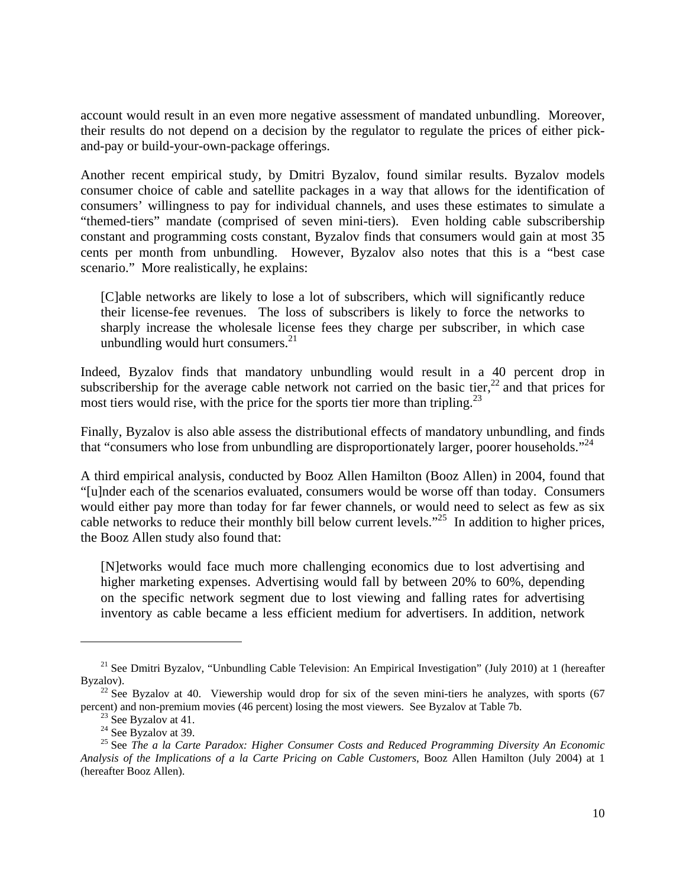account would result in an even more negative assessment of mandated unbundling. Moreover, their results do not depend on a decision by the regulator to regulate the prices of either pick-and-pay or build-your-own-package offerings.

Another recent empirical study, by Dmitri Byzalov, found similar results. Byzalov models consumer choice of cable and satellite packages in a way that allows for the identification of consumers' willingness to pay for individual channels, and uses these estimates to simulate a "themed-tiers" mandate (comprised of seven mini-tiers). Even holding cable subscribership constant and programming costs constant, Byzalov finds that consumers would gain at most 35 cents per month from unbundling. However, Byzalov also notes that this is a "best case scenario." More realistically, he explains:

> [C]able networks are likely to lose a lot of subscribers, which will significantly reduce their license-fee revenues. The loss of subscribers is likely to force the networks to sharply increase the wholesale license fees they charge per subscriber, in which case unbundling would hurt consumers.[21]

Indeed, Byzalov finds that mandatory unbundling would result in a 40 percent drop in subscribership for the average cable network not carried on the basic tier,[22] and that prices for most tiers would rise, with the price for the sports tier more than tripling.[23]

Finally, Byzalov is also able assess the distributional effects of mandatory unbundling, and finds that "consumers who lose from unbundling are disproportionately larger, poorer households."[24]

A third empirical analysis, conducted by Booz Allen Hamilton (Booz Allen) in 2004, found that "[u]nder each of the scenarios evaluated, consumers would be worse off than today. Consumers would either pay more than today for far fewer channels, or would need to select as few as six cable networks to reduce their monthly bill below current levels."[25] In addition to higher prices, the Booz Allen study also found that:

> [N]etworks would face much more challenging economics due to lost advertising and higher marketing expenses. Advertising would fall by between 20% to 60%, depending on the specific network segment due to lost viewing and falling rates for advertising inventory as cable became a less efficient medium for advertisers. In addition, network

---

[21] See Dmitri Byzalov, "Unbundling Cable Television: An Empirical Investigation" (July 2010) at 1 (hereafter Byzalov).

[22] See Byzalov at 40. Viewership would drop for six of the seven mini-tiers he analyzes, with sports (67 percent) and non-premium movies (46 percent) losing the most viewers. See Byzalov at Table 7b.

[23] See Byzalov at 41.

[24] See Byzalov at 39.

[25] See *The a la Carte Paradox: Higher Consumer Costs and Reduced Programming Diversity An Economic Analysis of the Implications of a la Carte Pricing on Cable Customers*, Booz Allen Hamilton (July 2004) at 1 (hereafter Booz Allen).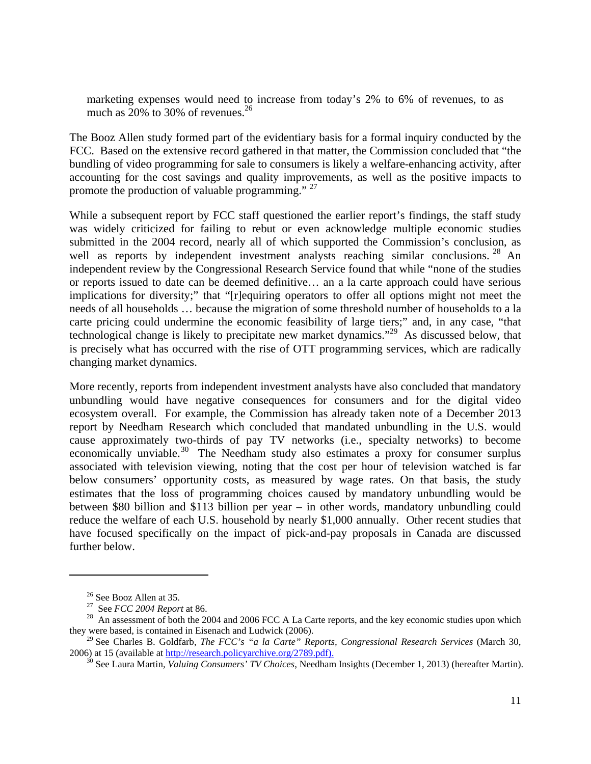marketing expenses would need to increase from today's 2% to 6% of revenues, to as much as 20% to 30% of revenues.[26]

The Booz Allen study formed part of the evidentiary basis for a formal inquiry conducted by the FCC. Based on the extensive record gathered in that matter, the Commission concluded that "the bundling of video programming for sale to consumers is likely a welfare-enhancing activity, after accounting for the cost savings and quality improvements, as well as the positive impacts to promote the production of valuable programming."[27]

While a subsequent report by FCC staff questioned the earlier report's findings, the staff study was widely criticized for failing to rebut or even acknowledge multiple economic studies submitted in the 2004 record, nearly all of which supported the Commission's conclusion, as well as reports by independent investment analysts reaching similar conclusions.[28] An independent review by the Congressional Research Service found that while "none of the studies or reports issued to date can be deemed definitive… an a la carte approach could have serious implications for diversity;" that "[r]equiring operators to offer all options might not meet the needs of all households … because the migration of some threshold number of households to a la carte pricing could undermine the economic feasibility of large tiers;" and, in any case, "that technological change is likely to precipitate new market dynamics."[29] As discussed below, that is precisely what has occurred with the rise of OTT programming services, which are radically changing market dynamics.

More recently, reports from independent investment analysts have also concluded that mandatory unbundling would have negative consequences for consumers and for the digital video ecosystem overall. For example, the Commission has already taken note of a December 2013 report by Needham Research which concluded that mandated unbundling in the U.S. would cause approximately two-thirds of pay TV networks (i.e., specialty networks) to become economically unviable.[30] The Needham study also estimates a proxy for consumer surplus associated with television viewing, noting that the cost per hour of television watched is far below consumers' opportunity costs, as measured by wage rates. On that basis, the study estimates that the loss of programming choices caused by mandatory unbundling would be between $80 billion and $113 billion per year – in other words, mandatory unbundling could reduce the welfare of each U.S. household by nearly $1,000 annually. Other recent studies that have focused specifically on the impact of pick-and-pay proposals in Canada are discussed further below.

---

[26] See Booz Allen at 35.

[27] See *FCC 2004 Report* at 86.

[28] An assessment of both the 2004 and 2006 FCC A La Carte reports, and the key economic studies upon which they were based, is contained in Eisenach and Ludwick (2006).

[29] See Charles B. Goldfarb, *The FCC's "a la Carte" Reports, Congressional Research Services* (March 30, 2006) at 15 (available at http://research.policyarchive.org/2789.pdf).

[30] See Laura Martin, *Valuing Consumers' TV Choices*, Needham Insights (December 1, 2013) (hereafter Martin).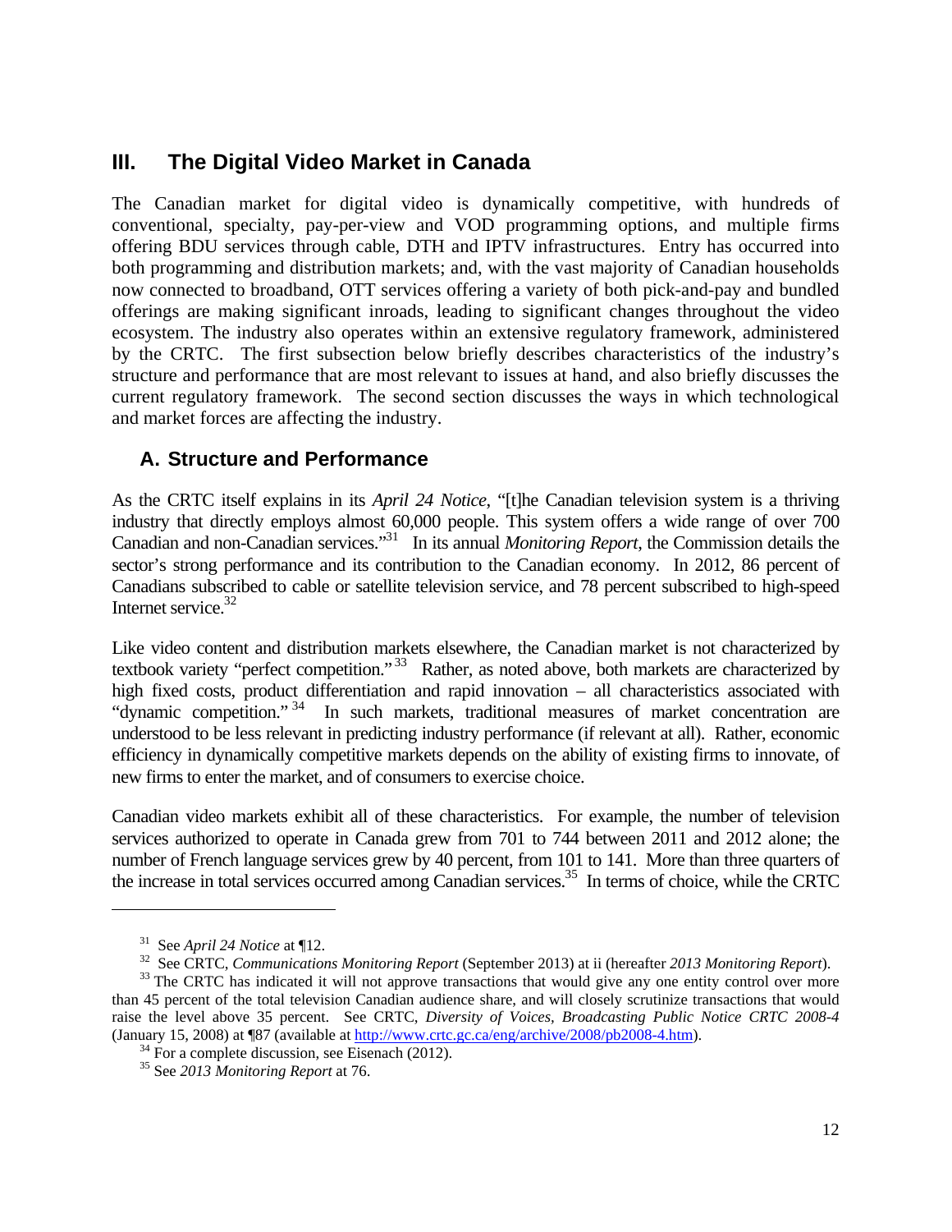## III. The Digital Video Market in Canada

The Canadian market for digital video is dynamically competitive, with hundreds of conventional, specialty, pay-per-view and VOD programming options, and multiple firms offering BDU services through cable, DTH and IPTV infrastructures. Entry has occurred into both programming and distribution markets; and, with the vast majority of Canadian households now connected to broadband, OTT services offering a variety of both pick-and-pay and bundled offerings are making significant inroads, leading to significant changes throughout the video ecosystem. The industry also operates within an extensive regulatory framework, administered by the CRTC. The first subsection below briefly describes characteristics of the industry's structure and performance that are most relevant to issues at hand, and also briefly discusses the current regulatory framework. The second section discusses the ways in which technological and market forces are affecting the industry.

### A. Structure and Performance

As the CRTC itself explains in its *April 24 Notice*, "[t]he Canadian television system is a thriving industry that directly employs almost 60,000 people. This system offers a wide range of over 700 Canadian and non-Canadian services."[31] In its annual *Monitoring Report*, the Commission details the sector's strong performance and its contribution to the Canadian economy. In 2012, 86 percent of Canadians subscribed to cable or satellite television service, and 78 percent subscribed to high-speed Internet service.[32]

Like video content and distribution markets elsewhere, the Canadian market is not characterized by textbook variety "perfect competition."[33] Rather, as noted above, both markets are characterized by high fixed costs, product differentiation and rapid innovation – all characteristics associated with "dynamic competition."[34] In such markets, traditional measures of market concentration are understood to be less relevant in predicting industry performance (if relevant at all). Rather, economic efficiency in dynamically competitive markets depends on the ability of existing firms to innovate, of new firms to enter the market, and of consumers to exercise choice.

Canadian video markets exhibit all of these characteristics. For example, the number of television services authorized to operate in Canada grew from 701 to 744 between 2011 and 2012 alone; the number of French language services grew by 40 percent, from 101 to 141. More than three quarters of the increase in total services occurred among Canadian services.[35] In terms of choice, while the CRTC

---

[31] See *April 24 Notice* at ¶12.

[32] See CRTC, *Communications Monitoring Report* (September 2013) at ii (hereafter *2013 Monitoring Report*).

[33] The CRTC has indicated it will not approve transactions that would give any one entity control over more than 45 percent of the total television Canadian audience share, and will closely scrutinize transactions that would raise the level above 35 percent. See CRTC, *Diversity of Voices, Broadcasting Public Notice CRTC 2008-4* (January 15, 2008) at ¶87 (available at http://www.crtc.gc.ca/eng/archive/2008/pb2008-4.htm).

[34] For a complete discussion, see Eisenach (2012).

[35] See *2013 Monitoring Report* at 76.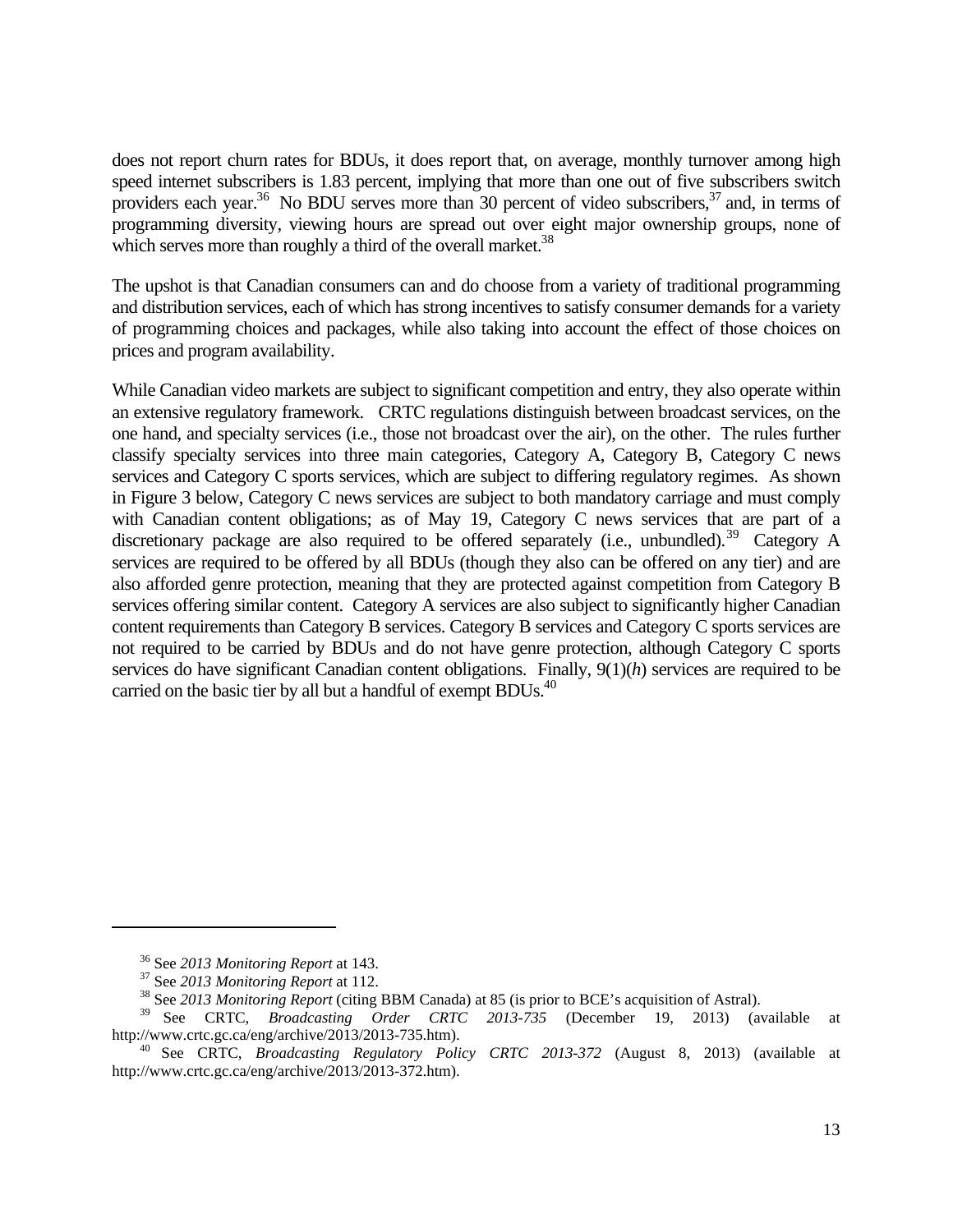does not report churn rates for BDUs, it does report that, on average, monthly turnover among high speed internet subscribers is 1.83 percent, implying that more than one out of five subscribers switch providers each year.[36] No BDU serves more than 30 percent of video subscribers,[37] and, in terms of programming diversity, viewing hours are spread out over eight major ownership groups, none of which serves more than roughly a third of the overall market.[38]

The upshot is that Canadian consumers can and do choose from a variety of traditional programming and distribution services, each of which has strong incentives to satisfy consumer demands for a variety of programming choices and packages, while also taking into account the effect of those choices on prices and program availability.

While Canadian video markets are subject to significant competition and entry, they also operate within an extensive regulatory framework. CRTC regulations distinguish between broadcast services, on the one hand, and specialty services (i.e., those not broadcast over the air), on the other. The rules further classify specialty services into three main categories, Category A, Category B, Category C news services and Category C sports services, which are subject to differing regulatory regimes. As shown in Figure 3 below, Category C news services are subject to both mandatory carriage and must comply with Canadian content obligations; as of May 19, Category C news services that are part of a discretionary package are also required to be offered separately (i.e., unbundled).[39] Category A services are required to be offered by all BDUs (though they also can be offered on any tier) and are also afforded genre protection, meaning that they are protected against competition from Category B services offering similar content. Category A services are also subject to significantly higher Canadian content requirements than Category B services. Category B services and Category C sports services are not required to be carried by BDUs and do not have genre protection, although Category C sports services do have significant Canadian content obligations. Finally, 9(1)(*h*) services are required to be carried on the basic tier by all but a handful of exempt BDUs.[40]

---

[36] See *2013 Monitoring Report* at 143.

[37] See *2013 Monitoring Report* at 112.

[38] See *2013 Monitoring Report* (citing BBM Canada) at 85 (is prior to BCE's acquisition of Astral).

[39] See CRTC, *Broadcasting Order CRTC 2013-735* (December 19, 2013) (available at http://www.crtc.gc.ca/eng/archive/2013/2013-735.htm).

[40] See CRTC, *Broadcasting Regulatory Policy CRTC 2013-372* (August 8, 2013) (available at http://www.crtc.gc.ca/eng/archive/2013/2013-372.htm).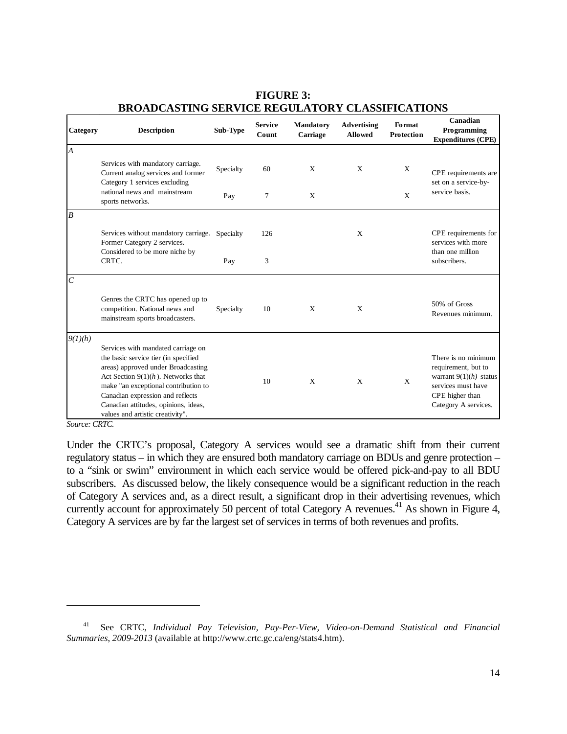**FIGURE 3:**
**BROADCASTING SERVICE REGULATORY CLASSIFICATIONS**

| Category | Description | Sub-Type | Service Count | Mandatory Carriage | Advertising Allowed | Format Protection | Canadian Programming Expenditures (CPE) |
|---|---|---|---|---|---|---|---|
| *A* | | | | | | | |
| | Services with mandatory carriage. Current analog services and former Category 1 services excluding national news and mainstream sports networks. | Specialty | 60 | X | X | X | CPE requirements are set on a service-by-service basis. |
| | | Pay | 7 | X | | X | |
| *B* | | | | | | | |
| | Services without mandatory carriage. Former Category 2 services. Considered to be more niche by CRTC. | Specialty | 126 | | X | | CPE requirements for services with more than one million subscribers. |
| | | Pay | 3 | | | | |
| *C* | | | | | | | |
| | Genres the CRTC has opened up to competition. National news and mainstream sports broadcasters. | Specialty | 10 | X | X | | 50% of Gross Revenues minimum. |
| *9(1)(h)* | Services with mandated carriage on the basic service tier (in specified areas) approved under Broadcasting Act Section 9(1)(*h*). Networks that make "an exceptional contribution to Canadian expression and reflects Canadian attitudes, opinions, ideas, values and artistic creativity". | | 10 | X | X | X | There is no minimum requirement, but to warrant 9(1)*(h)* status services must have CPE higher than Category A services. |

*Source: CRTC.*

Under the CRTC's proposal, Category A services would see a dramatic shift from their current regulatory status – in which they are ensured both mandatory carriage on BDUs and genre protection – to a "sink or swim" environment in which each service would be offered pick-and-pay to all BDU subscribers. As discussed below, the likely consequence would be a significant reduction in the reach of Category A services and, as a direct result, a significant drop in their advertising revenues, which currently account for approximately 50 percent of total Category A revenues.[41] As shown in Figure 4, Category A services are by far the largest set of services in terms of both revenues and profits.

[41] See CRTC, *Individual Pay Television, Pay-Per-View, Video-on-Demand Statistical and Financial Summaries, 2009-2013* (available at http://www.crtc.gc.ca/eng/stats4.htm).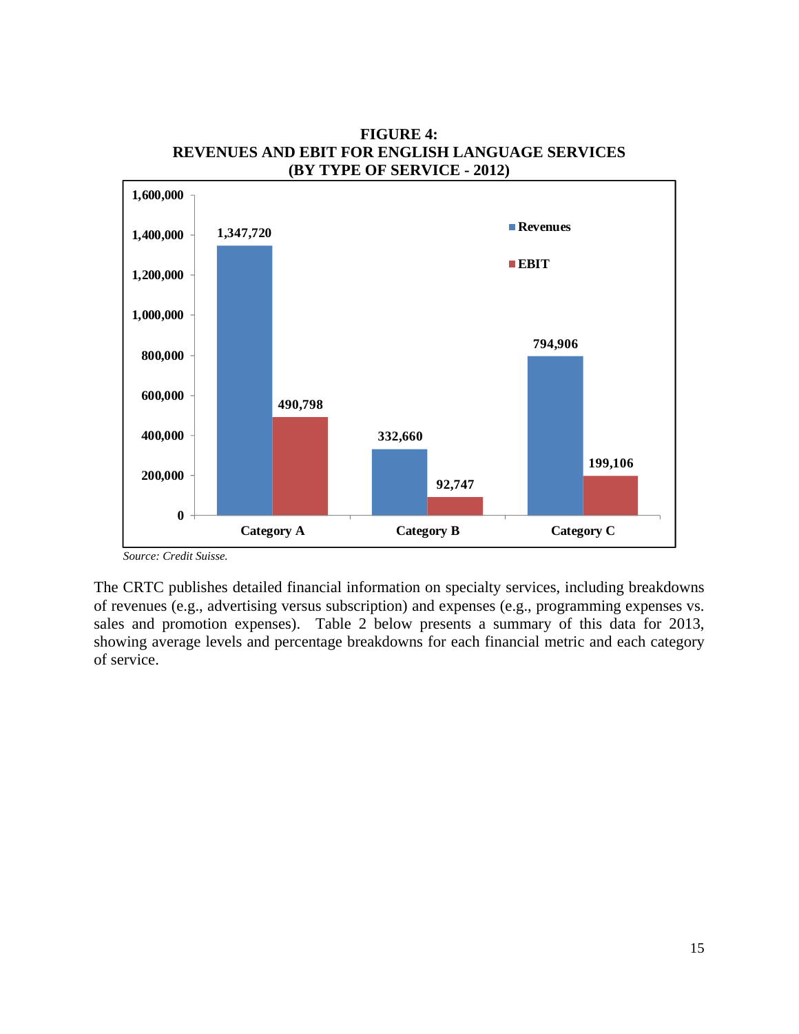**FIGURE 4:**
**REVENUES AND EBIT FOR ENGLISH LANGUAGE SERVICES**
**(BY TYPE OF SERVICE - 2012)**

| | Revenues | EBIT |
|---|---|---|
| Category A | 1,347,720 | 490,798 |
| Category B | 332,660 | 92,747 |
| Category C | 794,906 | 199,106 |

*Source: Credit Suisse.*

The CRTC publishes detailed financial information on specialty services, including breakdowns of revenues (e.g., advertising versus subscription) and expenses (e.g., programming expenses vs. sales and promotion expenses). Table 2 below presents a summary of this data for 2013, showing average levels and percentage breakdowns for each financial metric and each category of service.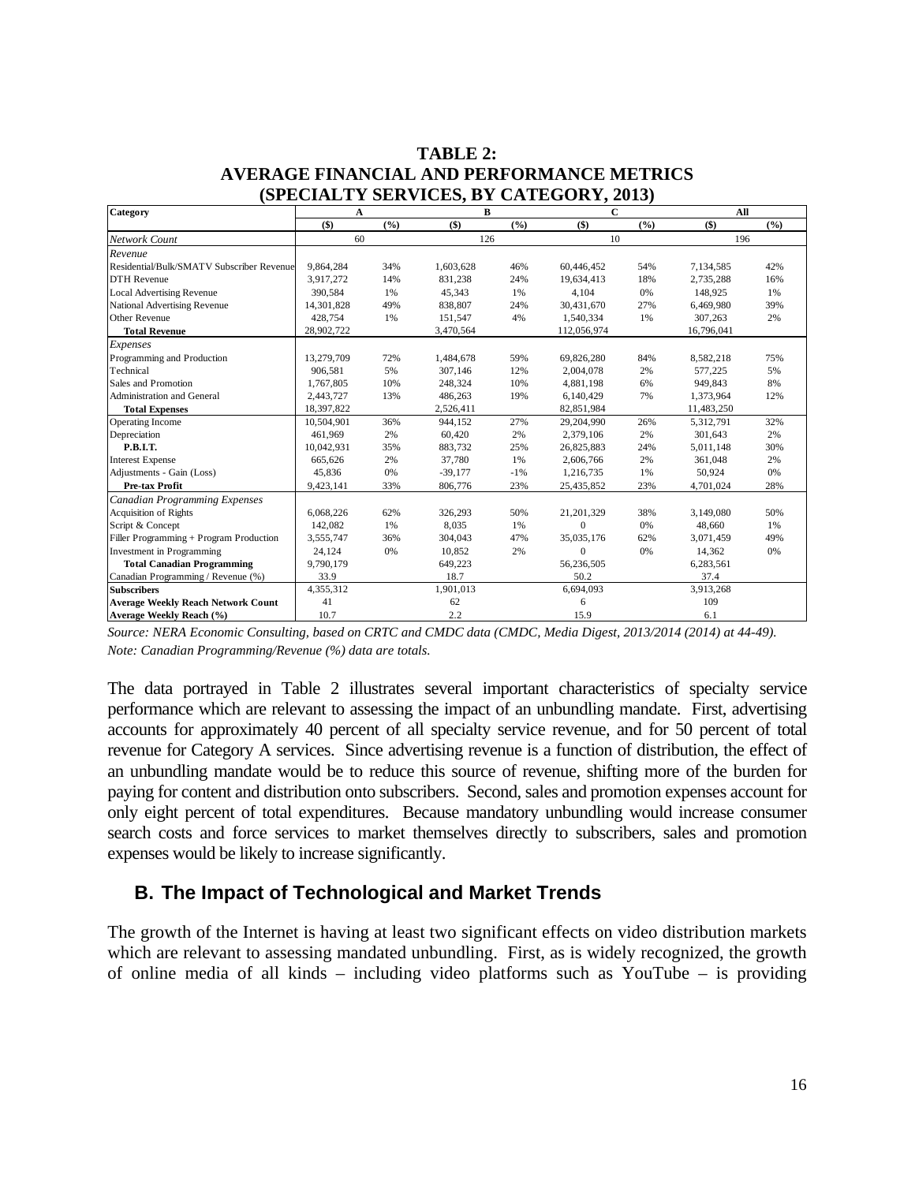**TABLE 2:**
**AVERAGE FINANCIAL AND PERFORMANCE METRICS**
**(SPECIALTY SERVICES, BY CATEGORY, 2013)**

| Category | A | | B | | C | | All | |
|---|---|---|---|---|---|---|---|---|
| | ($) | (%) | ($) | (%) | ($) | (%) | ($) | (%) |
| *Network Count* | 60 | | 126 | | 10 | | 196 | |
| *Revenue* | | | | | | | | |
| Residential/Bulk/SMATV Subscriber Revenue | 9,864,284 | 34% | 1,603,628 | 46% | 60,446,452 | 54% | 7,134,585 | 42% |
| DTH Revenue | 3,917,272 | 14% | 831,238 | 24% | 19,634,413 | 18% | 2,735,288 | 16% |
| Local Advertising Revenue | 390,584 | 1% | 45,343 | 1% | 4,104 | 0% | 148,925 | 1% |
| National Advertising Revenue | 14,301,828 | 49% | 838,807 | 24% | 30,431,670 | 27% | 6,469,980 | 39% |
| Other Revenue | 428,754 | 1% | 151,547 | 4% | 1,540,334 | 1% | 307,263 | 2% |
| **Total Revenue** | 28,902,722 | | 3,470,564 | | 112,056,974 | | 16,796,041 | |
| *Expenses* | | | | | | | | |
| Programming and Production | 13,279,709 | 72% | 1,484,678 | 59% | 69,826,280 | 84% | 8,582,218 | 75% |
| Technical | 906,581 | 5% | 307,146 | 12% | 2,004,078 | 2% | 577,225 | 5% |
| Sales and Promotion | 1,767,805 | 10% | 248,324 | 10% | 4,881,198 | 6% | 949,843 | 8% |
| Administration and General | 2,443,727 | 13% | 486,263 | 19% | 6,140,429 | 7% | 1,373,964 | 12% |
| **Total Expenses** | 18,397,822 | | 2,526,411 | | 82,851,984 | | 11,483,250 | |
| Operating Income | 10,504,901 | 36% | 944,152 | 27% | 29,204,990 | 26% | 5,312,791 | 32% |
| Depreciation | 461,969 | 2% | 60,420 | 2% | 2,379,106 | 2% | 301,643 | 2% |
| **P.B.I.T.** | 10,042,931 | 35% | 883,732 | 25% | 26,825,883 | 24% | 5,011,148 | 30% |
| Interest Expense | 665,626 | 2% | 37,780 | 1% | 2,606,766 | 2% | 361,048 | 2% |
| Adjustments - Gain (Loss) | 45,836 | 0% | -39,177 | -1% | 1,216,735 | 1% | 50,924 | 0% |
| **Pre-tax Profit** | 9,423,141 | 33% | 806,776 | 23% | 25,435,852 | 23% | 4,701,024 | 28% |
| *Canadian Programming Expenses* | | | | | | | | |
| Acquisition of Rights | 6,068,226 | 62% | 326,293 | 50% | 21,201,329 | 38% | 3,149,080 | 50% |
| Script & Concept | 142,082 | 1% | 8,035 | 1% | 0 | 0% | 48,660 | 1% |
| Filler Programming + Program Production | 3,555,747 | 36% | 304,043 | 47% | 35,035,176 | 62% | 3,071,459 | 49% |
| Investment in Programming | 24,124 | 0% | 10,852 | 2% | 0 | 0% | 14,362 | 0% |
| **Total Canadian Programming** | 9,790,179 | | 649,223 | | 56,236,505 | | 6,283,561 | |
| Canadian Programming / Revenue (%) | 33.9 | | 18.7 | | 50.2 | | 37.4 | |
| **Subscribers** | 4,355,312 | | 1,901,013 | | 6,694,093 | | 3,913,268 | |
| **Average Weekly Reach Network Count** | 41 | | 62 | | 6 | | 109 | |
| **Average Weekly Reach (%)** | 10.7 | | 2.2 | | 15.9 | | 6.1 | |

*Source: NERA Economic Consulting, based on CRTC and CMDC data (CMDC, Media Digest, 2013/2014 (2014) at 44-49).*
*Note: Canadian Programming/Revenue (%) data are totals.*

The data portrayed in Table 2 illustrates several important characteristics of specialty service performance which are relevant to assessing the impact of an unbundling mandate. First, advertising accounts for approximately 40 percent of all specialty service revenue, and for 50 percent of total revenue for Category A services. Since advertising revenue is a function of distribution, the effect of an unbundling mandate would be to reduce this source of revenue, shifting more of the burden for paying for content and distribution onto subscribers. Second, sales and promotion expenses account for only eight percent of total expenditures. Because mandatory unbundling would increase consumer search costs and force services to market themselves directly to subscribers, sales and promotion expenses would be likely to increase significantly.

## B. The Impact of Technological and Market Trends

The growth of the Internet is having at least two significant effects on video distribution markets which are relevant to assessing mandated unbundling. First, as is widely recognized, the growth of online media of all kinds – including video platforms such as YouTube – is providing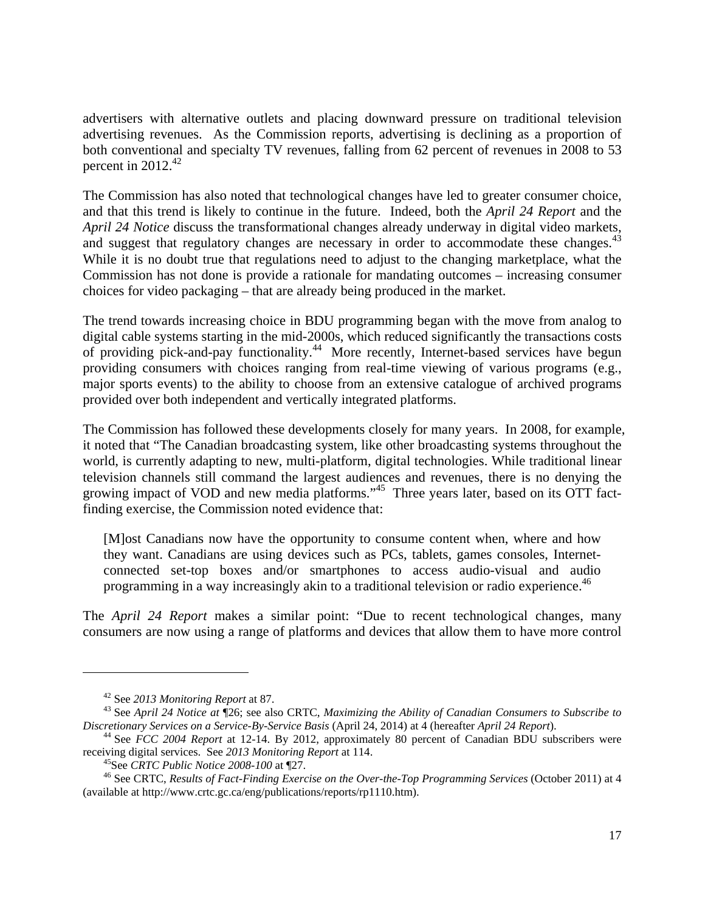advertisers with alternative outlets and placing downward pressure on traditional television advertising revenues. As the Commission reports, advertising is declining as a proportion of both conventional and specialty TV revenues, falling from 62 percent of revenues in 2008 to 53 percent in 2012.[42]

The Commission has also noted that technological changes have led to greater consumer choice, and that this trend is likely to continue in the future. Indeed, both the *April 24 Report* and the *April 24 Notice* discuss the transformational changes already underway in digital video markets, and suggest that regulatory changes are necessary in order to accommodate these changes.[43] While it is no doubt true that regulations need to adjust to the changing marketplace, what the Commission has not done is provide a rationale for mandating outcomes – increasing consumer choices for video packaging – that are already being produced in the market.

The trend towards increasing choice in BDU programming began with the move from analog to digital cable systems starting in the mid-2000s, which reduced significantly the transactions costs of providing pick-and-pay functionality.[44] More recently, Internet-based services have begun providing consumers with choices ranging from real-time viewing of various programs (e.g., major sports events) to the ability to choose from an extensive catalogue of archived programs provided over both independent and vertically integrated platforms.

The Commission has followed these developments closely for many years. In 2008, for example, it noted that "The Canadian broadcasting system, like other broadcasting systems throughout the world, is currently adapting to new, multi-platform, digital technologies. While traditional linear television channels still command the largest audiences and revenues, there is no denying the growing impact of VOD and new media platforms."[45] Three years later, based on its OTT fact-finding exercise, the Commission noted evidence that:

> [M]ost Canadians now have the opportunity to consume content when, where and how they want. Canadians are using devices such as PCs, tablets, games consoles, Internet-connected set-top boxes and/or smartphones to access audio-visual and audio programming in a way increasingly akin to a traditional television or radio experience.[46]

The *April 24 Report* makes a similar point: "Due to recent technological changes, many consumers are now using a range of platforms and devices that allow them to have more control

---

[42] See *2013 Monitoring Report* at 87.

[43] See *April 24 Notice at* ¶26; see also CRTC, *Maximizing the Ability of Canadian Consumers to Subscribe to Discretionary Services on a Service-By-Service Basis* (April 24, 2014) at 4 (hereafter *April 24 Report*).

[44] See *FCC 2004 Report* at 12-14. By 2012, approximately 80 percent of Canadian BDU subscribers were receiving digital services. See *2013 Monitoring Report* at 114.

[45] See *CRTC Public Notice 2008-100* at ¶27.

[46] See CRTC, *Results of Fact-Finding Exercise on the Over-the-Top Programming Services* (October 2011) at 4 (available at http://www.crtc.gc.ca/eng/publications/reports/rp1110.htm).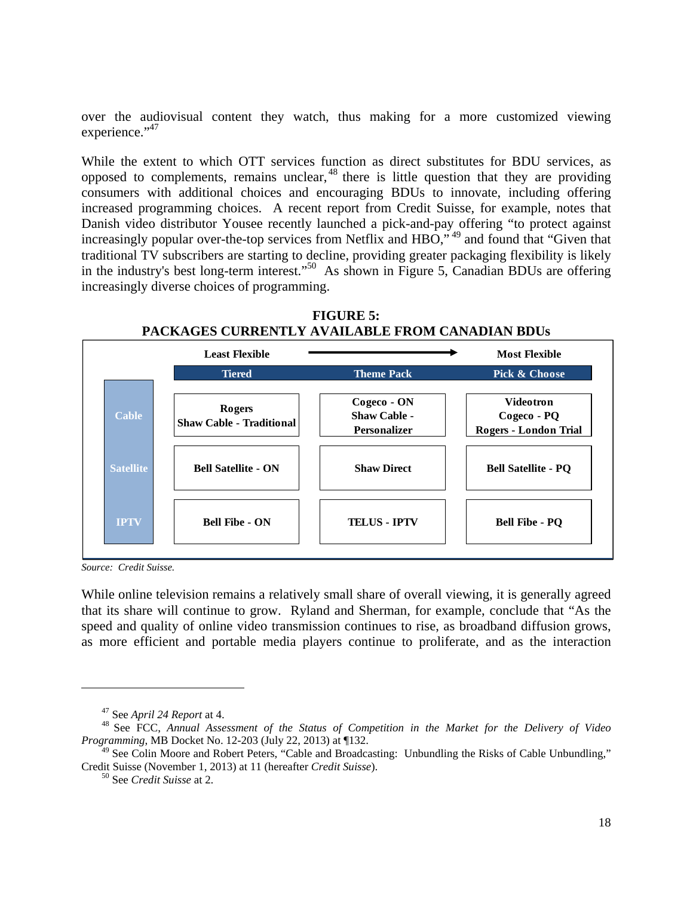over the audiovisual content they watch, thus making for a more customized viewing experience."[47]

While the extent to which OTT services function as direct substitutes for BDU services, as opposed to complements, remains unclear,[48] there is little question that they are providing consumers with additional choices and encouraging BDUs to innovate, including offering increased programming choices. A recent report from Credit Suisse, for example, notes that Danish video distributor Yousee recently launched a pick-and-pay offering "to protect against increasingly popular over-the-top services from Netflix and HBO,"[49] and found that "Given that traditional TV subscribers are starting to decline, providing greater packaging flexibility is likely in the industry's best long-term interest."[50] As shown in Figure 5, Canadian BDUs are offering increasingly diverse choices of programming.

**FIGURE 5:**
**PACKAGES CURRENTLY AVAILABLE FROM CANADIAN BDUs**

| | Tiered (Least Flexible) | Theme Pack | Pick & Choose (Most Flexible) |
|---|---|---|---|
| **Cable** | Rogers<br>Shaw Cable - Traditional | Cogeco - ON<br>Shaw Cable - Personalizer | Videotron<br>Cogeco - PQ<br>Rogers - London Trial |
| **Satellite** | Bell Satellite - ON | Shaw Direct | Bell Satellite - PQ |
| **IPTV** | Bell Fibe - ON | TELUS - IPTV | Bell Fibe - PQ |

*Source: Credit Suisse.*

While online television remains a relatively small share of overall viewing, it is generally agreed that its share will continue to grow. Ryland and Sherman, for example, conclude that "As the speed and quality of online video transmission continues to rise, as broadband diffusion grows, as more efficient and portable media players continue to proliferate, and as the interaction

---

[47] See *April 24 Report* at 4.

[48] See FCC, *Annual Assessment of the Status of Competition in the Market for the Delivery of Video Programming*, MB Docket No. 12-203 (July 22, 2013) at ¶132.

[49] See Colin Moore and Robert Peters, "Cable and Broadcasting: Unbundling the Risks of Cable Unbundling," Credit Suisse (November 1, 2013) at 11 (hereafter *Credit Suisse*).

[50] See *Credit Suisse* at 2.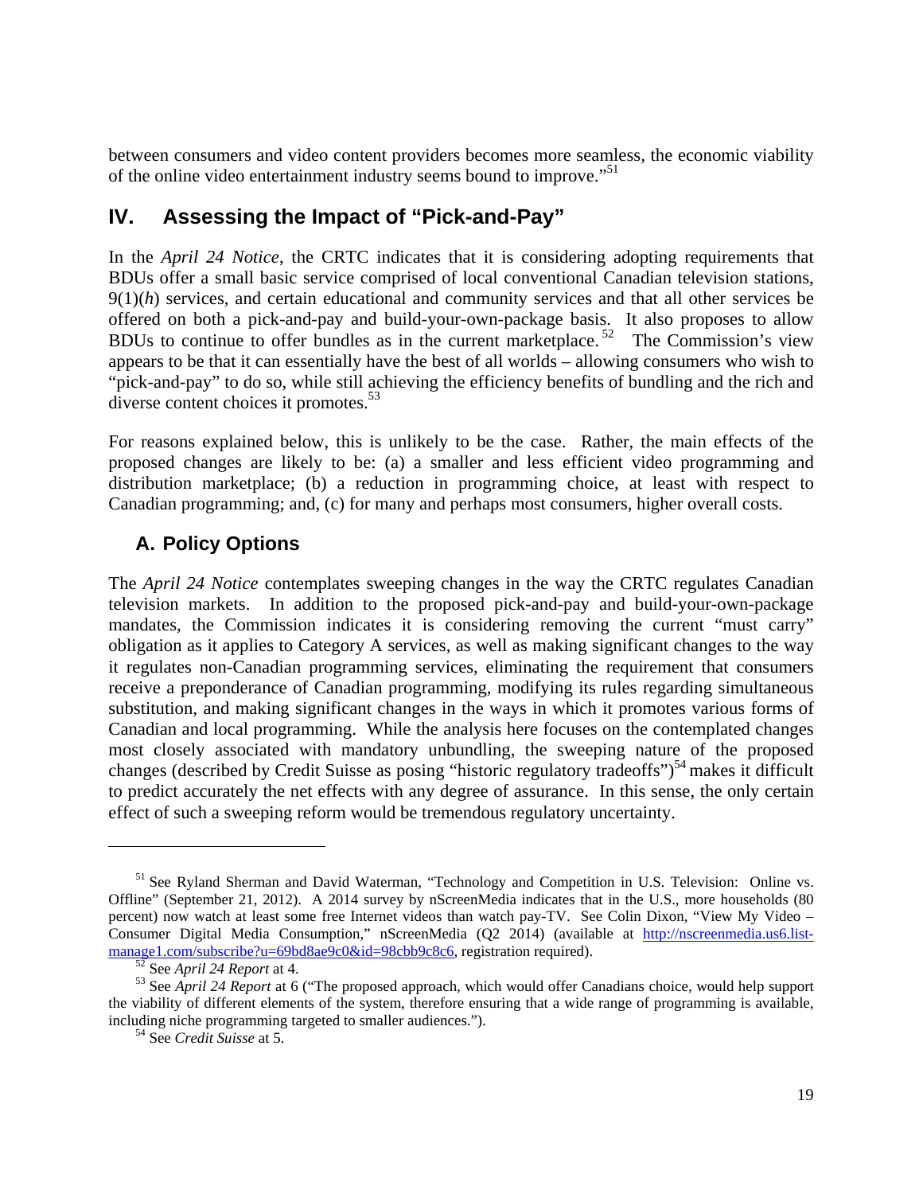between consumers and video content providers becomes more seamless, the economic viability of the online video entertainment industry seems bound to improve."[51]

## IV. Assessing the Impact of "Pick-and-Pay"

In the *April 24 Notice*, the CRTC indicates that it is considering adopting requirements that BDUs offer a small basic service comprised of local conventional Canadian television stations, 9(1)(*h*) services, and certain educational and community services and that all other services be offered on both a pick-and-pay and build-your-own-package basis. It also proposes to allow BDUs to continue to offer bundles as in the current marketplace.[52] The Commission's view appears to be that it can essentially have the best of all worlds – allowing consumers who wish to "pick-and-pay" to do so, while still achieving the efficiency benefits of bundling and the rich and diverse content choices it promotes.[53]

For reasons explained below, this is unlikely to be the case. Rather, the main effects of the proposed changes are likely to be: (a) a smaller and less efficient video programming and distribution marketplace; (b) a reduction in programming choice, at least with respect to Canadian programming; and, (c) for many and perhaps most consumers, higher overall costs.

### A. Policy Options

The *April 24 Notice* contemplates sweeping changes in the way the CRTC regulates Canadian television markets. In addition to the proposed pick-and-pay and build-your-own-package mandates, the Commission indicates it is considering removing the current "must carry" obligation as it applies to Category A services, as well as making significant changes to the way it regulates non-Canadian programming services, eliminating the requirement that consumers receive a preponderance of Canadian programming, modifying its rules regarding simultaneous substitution, and making significant changes in the ways in which it promotes various forms of Canadian and local programming. While the analysis here focuses on the contemplated changes most closely associated with mandatory unbundling, the sweeping nature of the proposed changes (described by Credit Suisse as posing "historic regulatory tradeoffs")[54] makes it difficult to predict accurately the net effects with any degree of assurance. In this sense, the only certain effect of such a sweeping reform would be tremendous regulatory uncertainty.

---

[51] See Ryland Sherman and David Waterman, "Technology and Competition in U.S. Television: Online vs. Offline" (September 21, 2012). A 2014 survey by nScreenMedia indicates that in the U.S., more households (80 percent) now watch at least some free Internet videos than watch pay-TV. See Colin Dixon, "View My Video – Consumer Digital Media Consumption," nScreenMedia (Q2 2014) (available at http://nscreenmedia.us6.list-manage1.com/subscribe?u=69bd8ae9c0&id=98cbb9c8c6, registration required).

[52] See *April 24 Report* at 4.

[53] See *April 24 Report* at 6 ("The proposed approach, which would offer Canadians choice, would help support the viability of different elements of the system, therefore ensuring that a wide range of programming is available, including niche programming targeted to smaller audiences.").

[54] See *Credit Suisse* at 5.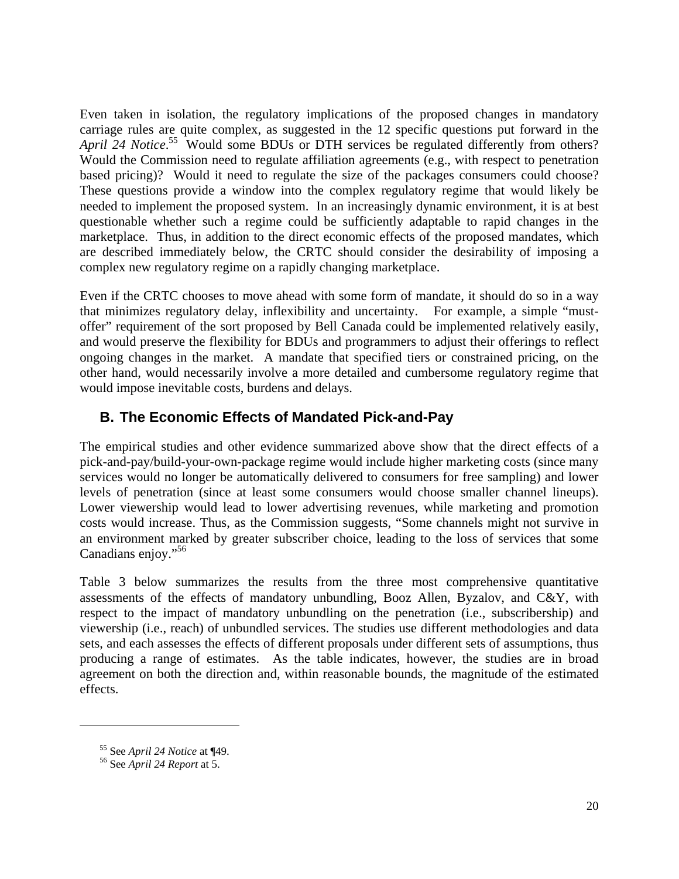Even taken in isolation, the regulatory implications of the proposed changes in mandatory carriage rules are quite complex, as suggested in the 12 specific questions put forward in the *April 24 Notice*.[55] Would some BDUs or DTH services be regulated differently from others? Would the Commission need to regulate affiliation agreements (e.g., with respect to penetration based pricing)? Would it need to regulate the size of the packages consumers could choose? These questions provide a window into the complex regulatory regime that would likely be needed to implement the proposed system. In an increasingly dynamic environment, it is at best questionable whether such a regime could be sufficiently adaptable to rapid changes in the marketplace. Thus, in addition to the direct economic effects of the proposed mandates, which are described immediately below, the CRTC should consider the desirability of imposing a complex new regulatory regime on a rapidly changing marketplace.

Even if the CRTC chooses to move ahead with some form of mandate, it should do so in a way that minimizes regulatory delay, inflexibility and uncertainty. For example, a simple "must-offer" requirement of the sort proposed by Bell Canada could be implemented relatively easily, and would preserve the flexibility for BDUs and programmers to adjust their offerings to reflect ongoing changes in the market. A mandate that specified tiers or constrained pricing, on the other hand, would necessarily involve a more detailed and cumbersome regulatory regime that would impose inevitable costs, burdens and delays.

## B. The Economic Effects of Mandated Pick-and-Pay

The empirical studies and other evidence summarized above show that the direct effects of a pick-and-pay/build-your-own-package regime would include higher marketing costs (since many services would no longer be automatically delivered to consumers for free sampling) and lower levels of penetration (since at least some consumers would choose smaller channel lineups). Lower viewership would lead to lower advertising revenues, while marketing and promotion costs would increase. Thus, as the Commission suggests, "Some channels might not survive in an environment marked by greater subscriber choice, leading to the loss of services that some Canadians enjoy."[56]

Table 3 below summarizes the results from the three most comprehensive quantitative assessments of the effects of mandatory unbundling, Booz Allen, Byzalov, and C&Y, with respect to the impact of mandatory unbundling on the penetration (i.e., subscribership) and viewership (i.e., reach) of unbundled services. The studies use different methodologies and data sets, and each assesses the effects of different proposals under different sets of assumptions, thus producing a range of estimates. As the table indicates, however, the studies are in broad agreement on both the direction and, within reasonable bounds, the magnitude of the estimated effects.

---

[55] See *April 24 Notice* at ¶49.

[56] See *April 24 Report* at 5.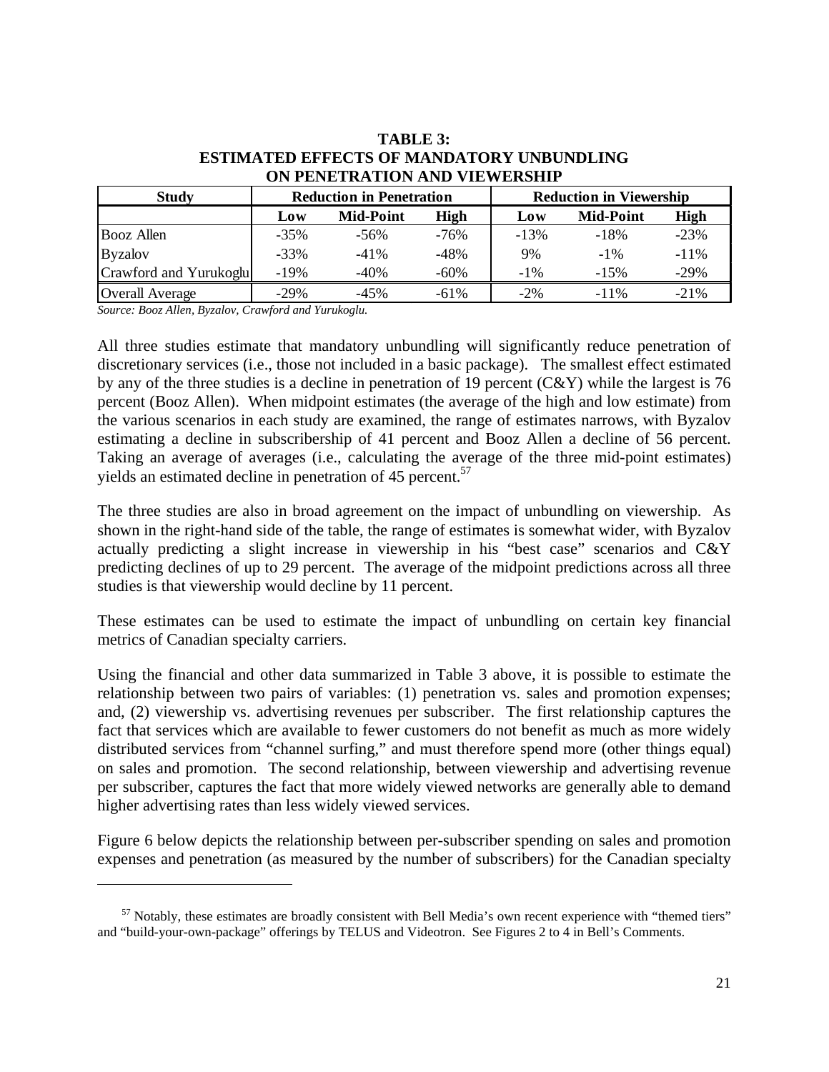**TABLE 3:**
**ESTIMATED EFFECTS OF MANDATORY UNBUNDLING ON PENETRATION AND VIEWERSHIP**

| Study | Reduction in Penetration | | | Reduction in Viewership | | |
|---|---|---|---|---|---|---|
| | Low | Mid-Point | High | Low | Mid-Point | High |
| Booz Allen | -35% | -56% | -76% | -13% | -18% | -23% |
| Byzalov | -33% | -41% | -48% | 9% | -1% | -11% |
| Crawford and Yurukoglu | -19% | -40% | -60% | -1% | -15% | -29% |
| Overall Average | -29% | -45% | -61% | -2% | -11% | -21% |

*Source: Booz Allen, Byzalov, Crawford and Yurukoglu.*

All three studies estimate that mandatory unbundling will significantly reduce penetration of discretionary services (i.e., those not included in a basic package). The smallest effect estimated by any of the three studies is a decline in penetration of 19 percent (C&Y) while the largest is 76 percent (Booz Allen). When midpoint estimates (the average of the high and low estimate) from the various scenarios in each study are examined, the range of estimates narrows, with Byzalov estimating a decline in subscribership of 41 percent and Booz Allen a decline of 56 percent. Taking an average of averages (i.e., calculating the average of the three mid-point estimates) yields an estimated decline in penetration of 45 percent.[57]

The three studies are also in broad agreement on the impact of unbundling on viewership. As shown in the right-hand side of the table, the range of estimates is somewhat wider, with Byzalov actually predicting a slight increase in viewership in his "best case" scenarios and C&Y predicting declines of up to 29 percent. The average of the midpoint predictions across all three studies is that viewership would decline by 11 percent.

These estimates can be used to estimate the impact of unbundling on certain key financial metrics of Canadian specialty carriers.

Using the financial and other data summarized in Table 3 above, it is possible to estimate the relationship between two pairs of variables: (1) penetration vs. sales and promotion expenses; and, (2) viewership vs. advertising revenues per subscriber. The first relationship captures the fact that services which are available to fewer customers do not benefit as much as more widely distributed services from "channel surfing," and must therefore spend more (other things equal) on sales and promotion. The second relationship, between viewership and advertising revenue per subscriber, captures the fact that more widely viewed networks are generally able to demand higher advertising rates than less widely viewed services.

Figure 6 below depicts the relationship between per-subscriber spending on sales and promotion expenses and penetration (as measured by the number of subscribers) for the Canadian specialty

---

[57] Notably, these estimates are broadly consistent with Bell Media's own recent experience with "themed tiers" and "build-your-own-package" offerings by TELUS and Videotron. See Figures 2 to 4 in Bell's Comments.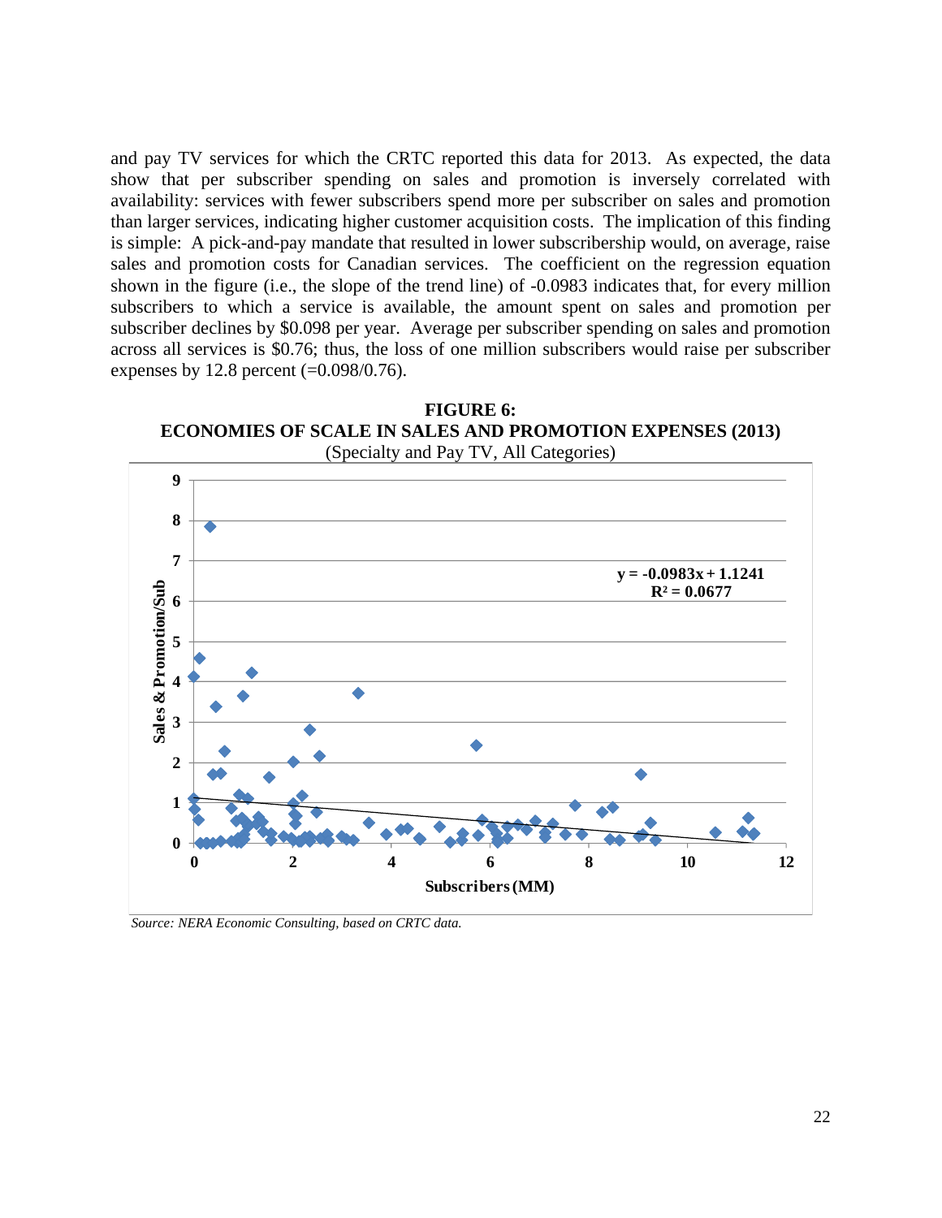and pay TV services for which the CRTC reported this data for 2013. As expected, the data show that per subscriber spending on sales and promotion is inversely correlated with availability: services with fewer subscribers spend more per subscriber on sales and promotion than larger services, indicating higher customer acquisition costs. The implication of this finding is simple: A pick-and-pay mandate that resulted in lower subscribership would, on average, raise sales and promotion costs for Canadian services. The coefficient on the regression equation shown in the figure (i.e., the slope of the trend line) of -0.0983 indicates that, for every million subscribers to which a service is available, the amount spent on sales and promotion per subscriber declines by $0.098 per year. Average per subscriber spending on sales and promotion across all services is $0.76; thus, the loss of one million subscribers would raise per subscriber expenses by 12.8 percent (=0.098/0.76).

**FIGURE 6:**
**ECONOMIES OF SCALE IN SALES AND PROMOTION EXPENSES (2013)**
(Specialty and Pay TV, All Categories)

$$y = -0.0983x + 1.1241$$
$$R^2 = 0.0677$$

*Source: NERA Economic Consulting, based on CRTC data.*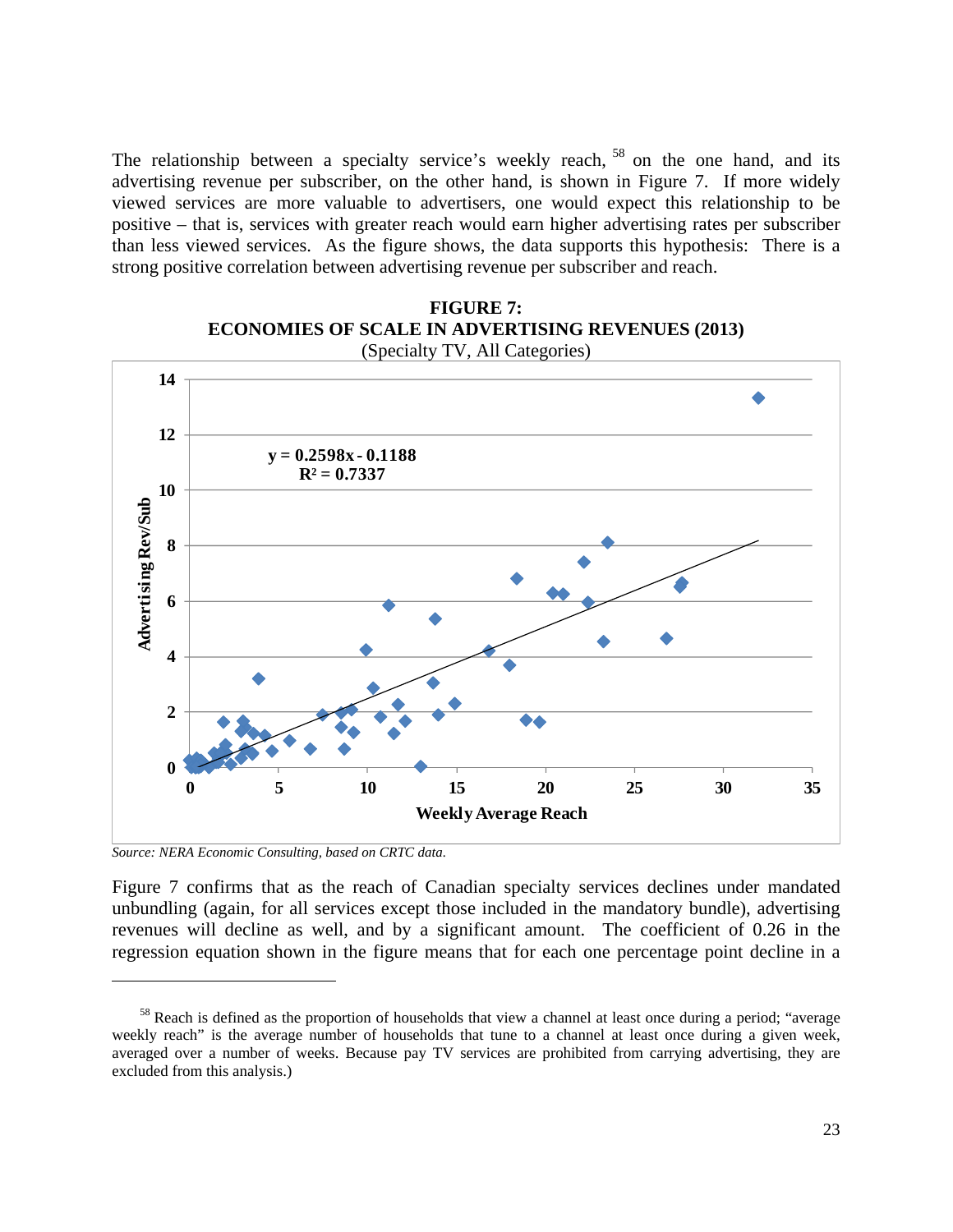The relationship between a specialty service's weekly reach,[58] on the one hand, and its advertising revenue per subscriber, on the other hand, is shown in Figure 7. If more widely viewed services are more valuable to advertisers, one would expect this relationship to be positive – that is, services with greater reach would earn higher advertising rates per subscriber than less viewed services. As the figure shows, the data supports this hypothesis: There is a strong positive correlation between advertising revenue per subscriber and reach.

**FIGURE 7:**
**ECONOMIES OF SCALE IN ADVERTISING REVENUES (2013)**
(Specialty TV, All Categories)

$$y = 0.2598x - 0.1188$$
$$R^2 = 0.7337$$

*Source: NERA Economic Consulting, based on CRTC data.*

Figure 7 confirms that as the reach of Canadian specialty services declines under mandated unbundling (again, for all services except those included in the mandatory bundle), advertising revenues will decline as well, and by a significant amount. The coefficient of 0.26 in the regression equation shown in the figure means that for each one percentage point decline in a

---

[58] Reach is defined as the proportion of households that view a channel at least once during a period; "average weekly reach" is the average number of households that tune to a channel at least once during a given week, averaged over a number of weeks. Because pay TV services are prohibited from carrying advertising, they are excluded from this analysis.)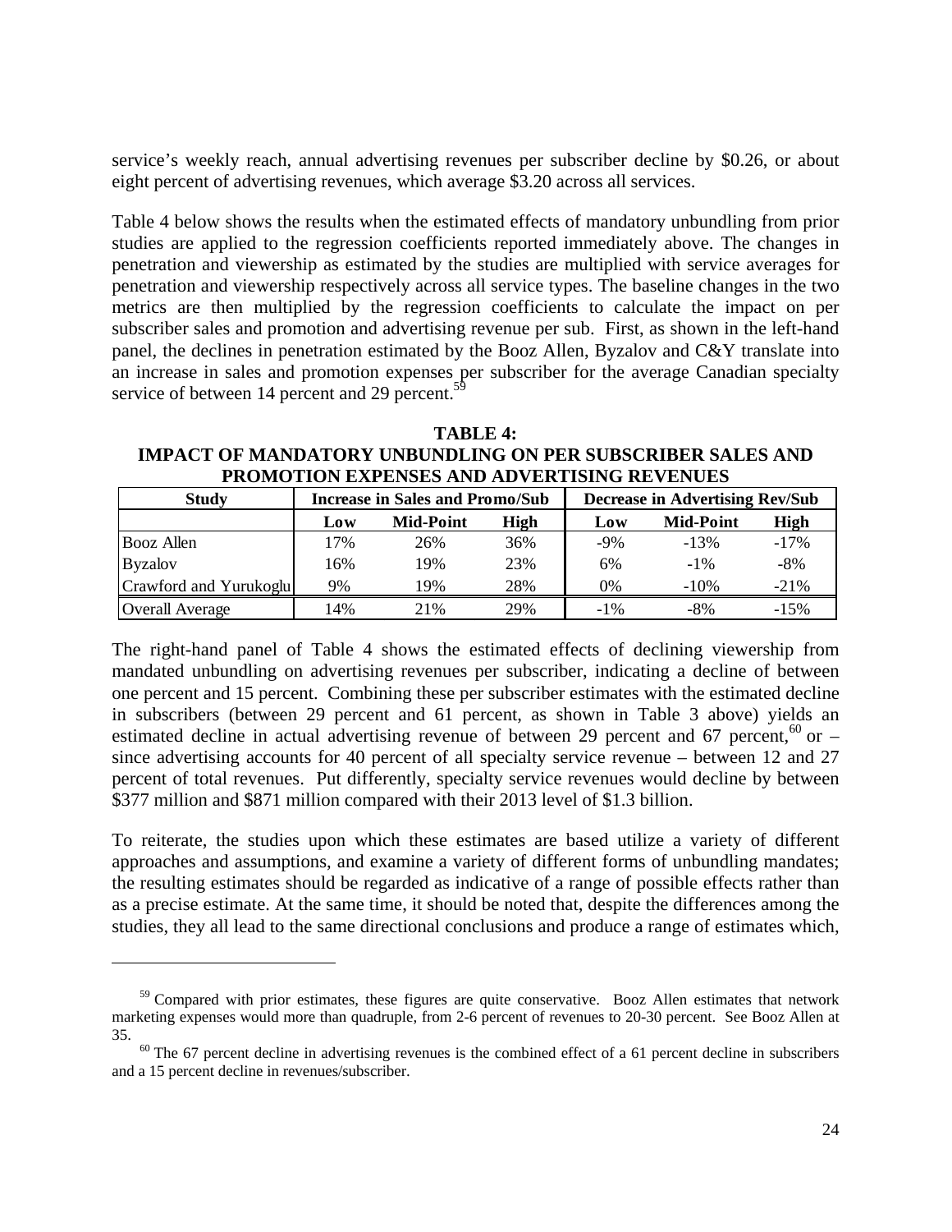service's weekly reach, annual advertising revenues per subscriber decline by $0.26, or about eight percent of advertising revenues, which average $3.20 across all services.

Table 4 below shows the results when the estimated effects of mandatory unbundling from prior studies are applied to the regression coefficients reported immediately above. The changes in penetration and viewership as estimated by the studies are multiplied with service averages for penetration and viewership respectively across all service types. The baseline changes in the two metrics are then multiplied by the regression coefficients to calculate the impact on per subscriber sales and promotion and advertising revenue per sub. First, as shown in the left-hand panel, the declines in penetration estimated by the Booz Allen, Byzalov and C&Y translate into an increase in sales and promotion expenses per subscriber for the average Canadian specialty service of between 14 percent and 29 percent.[59]

**TABLE 4:**
**IMPACT OF MANDATORY UNBUNDLING ON PER SUBSCRIBER SALES AND PROMOTION EXPENSES AND ADVERTISING REVENUES**

| Study | Increase in Sales and Promo/Sub | | | Decrease in Advertising Rev/Sub | | |
|---|---|---|---|---|---|---|
| | Low | Mid-Point | High | Low | Mid-Point | High |
| Booz Allen | 17% | 26% | 36% | -9% | -13% | -17% |
| Byzalov | 16% | 19% | 23% | 6% | -1% | -8% |
| Crawford and Yurukoglu | 9% | 19% | 28% | 0% | -10% | -21% |
| Overall Average | 14% | 21% | 29% | -1% | -8% | -15% |

The right-hand panel of Table 4 shows the estimated effects of declining viewership from mandated unbundling on advertising revenues per subscriber, indicating a decline of between one percent and 15 percent. Combining these per subscriber estimates with the estimated decline in subscribers (between 29 percent and 61 percent, as shown in Table 3 above) yields an estimated decline in actual advertising revenue of between 29 percent and 67 percent,[60] or – since advertising accounts for 40 percent of all specialty service revenue – between 12 and 27 percent of total revenues. Put differently, specialty service revenues would decline by between $377 million and $871 million compared with their 2013 level of $1.3 billion.

To reiterate, the studies upon which these estimates are based utilize a variety of different approaches and assumptions, and examine a variety of different forms of unbundling mandates; the resulting estimates should be regarded as indicative of a range of possible effects rather than as a precise estimate. At the same time, it should be noted that, despite the differences among the studies, they all lead to the same directional conclusions and produce a range of estimates which,

---

[59] Compared with prior estimates, these figures are quite conservative. Booz Allen estimates that network marketing expenses would more than quadruple, from 2-6 percent of revenues to 20-30 percent. See Booz Allen at 35.

[60] The 67 percent decline in advertising revenues is the combined effect of a 61 percent decline in subscribers and a 15 percent decline in revenues/subscriber.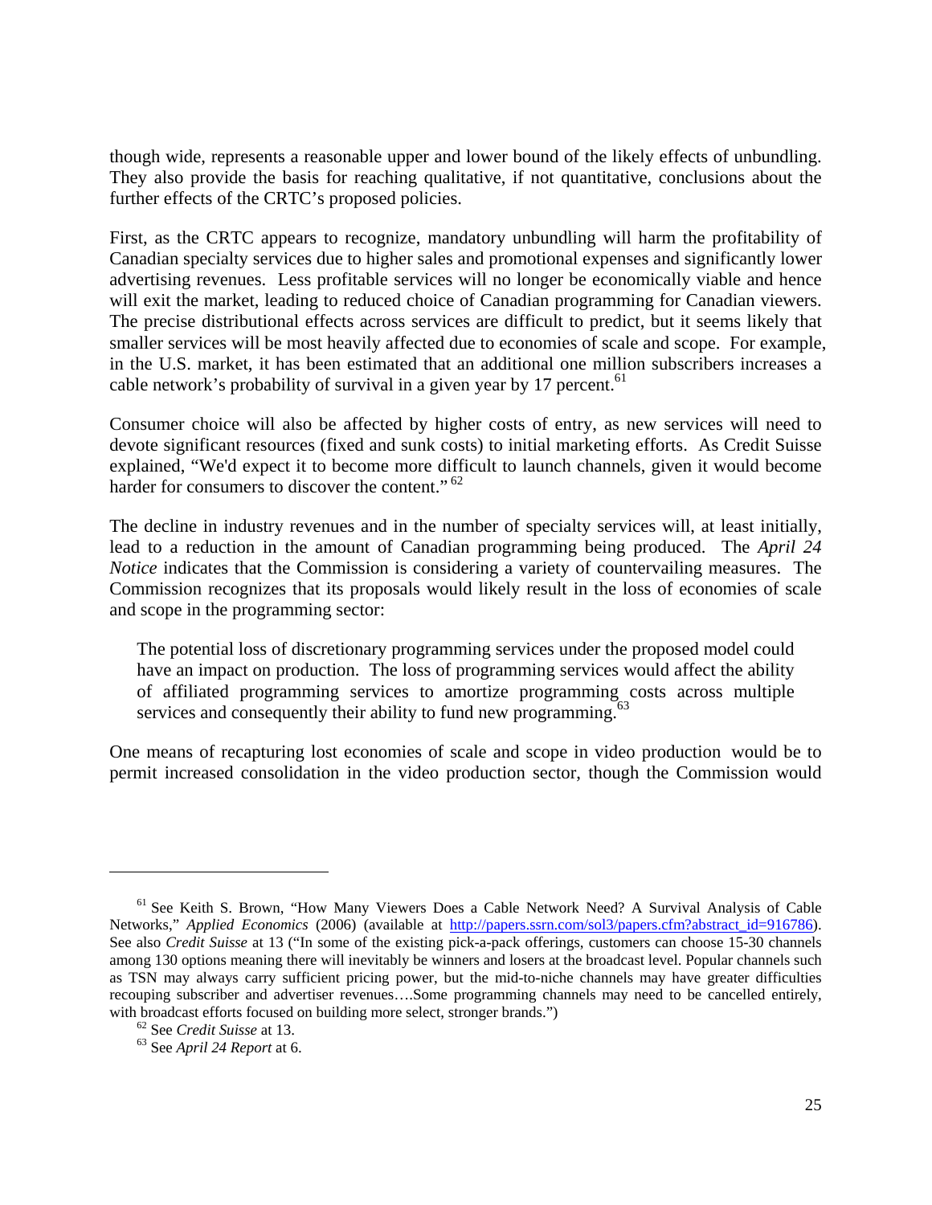though wide, represents a reasonable upper and lower bound of the likely effects of unbundling. They also provide the basis for reaching qualitative, if not quantitative, conclusions about the further effects of the CRTC's proposed policies.

First, as the CRTC appears to recognize, mandatory unbundling will harm the profitability of Canadian specialty services due to higher sales and promotional expenses and significantly lower advertising revenues. Less profitable services will no longer be economically viable and hence will exit the market, leading to reduced choice of Canadian programming for Canadian viewers. The precise distributional effects across services are difficult to predict, but it seems likely that smaller services will be most heavily affected due to economies of scale and scope. For example, in the U.S. market, it has been estimated that an additional one million subscribers increases a cable network's probability of survival in a given year by 17 percent.[61]

Consumer choice will also be affected by higher costs of entry, as new services will need to devote significant resources (fixed and sunk costs) to initial marketing efforts. As Credit Suisse explained, "We'd expect it to become more difficult to launch channels, given it would become harder for consumers to discover the content."[62]

The decline in industry revenues and in the number of specialty services will, at least initially, lead to a reduction in the amount of Canadian programming being produced. The *April 24 Notice* indicates that the Commission is considering a variety of countervailing measures. The Commission recognizes that its proposals would likely result in the loss of economies of scale and scope in the programming sector:

> The potential loss of discretionary programming services under the proposed model could have an impact on production. The loss of programming services would affect the ability of affiliated programming services to amortize programming costs across multiple services and consequently their ability to fund new programming.[63]

One means of recapturing lost economies of scale and scope in video production would be to permit increased consolidation in the video production sector, though the Commission would

---

[61] See Keith S. Brown, "How Many Viewers Does a Cable Network Need? A Survival Analysis of Cable Networks," *Applied Economics* (2006) (available at http://papers.ssrn.com/sol3/papers.cfm?abstract_id=916786). See also *Credit Suisse* at 13 ("In some of the existing pick-a-pack offerings, customers can choose 15-30 channels among 130 options meaning there will inevitably be winners and losers at the broadcast level. Popular channels such as TSN may always carry sufficient pricing power, but the mid-to-niche channels may have greater difficulties recouping subscriber and advertiser revenues….Some programming channels may need to be cancelled entirely, with broadcast efforts focused on building more select, stronger brands.")

[62] See *Credit Suisse* at 13.

[63] See *April 24 Report* at 6.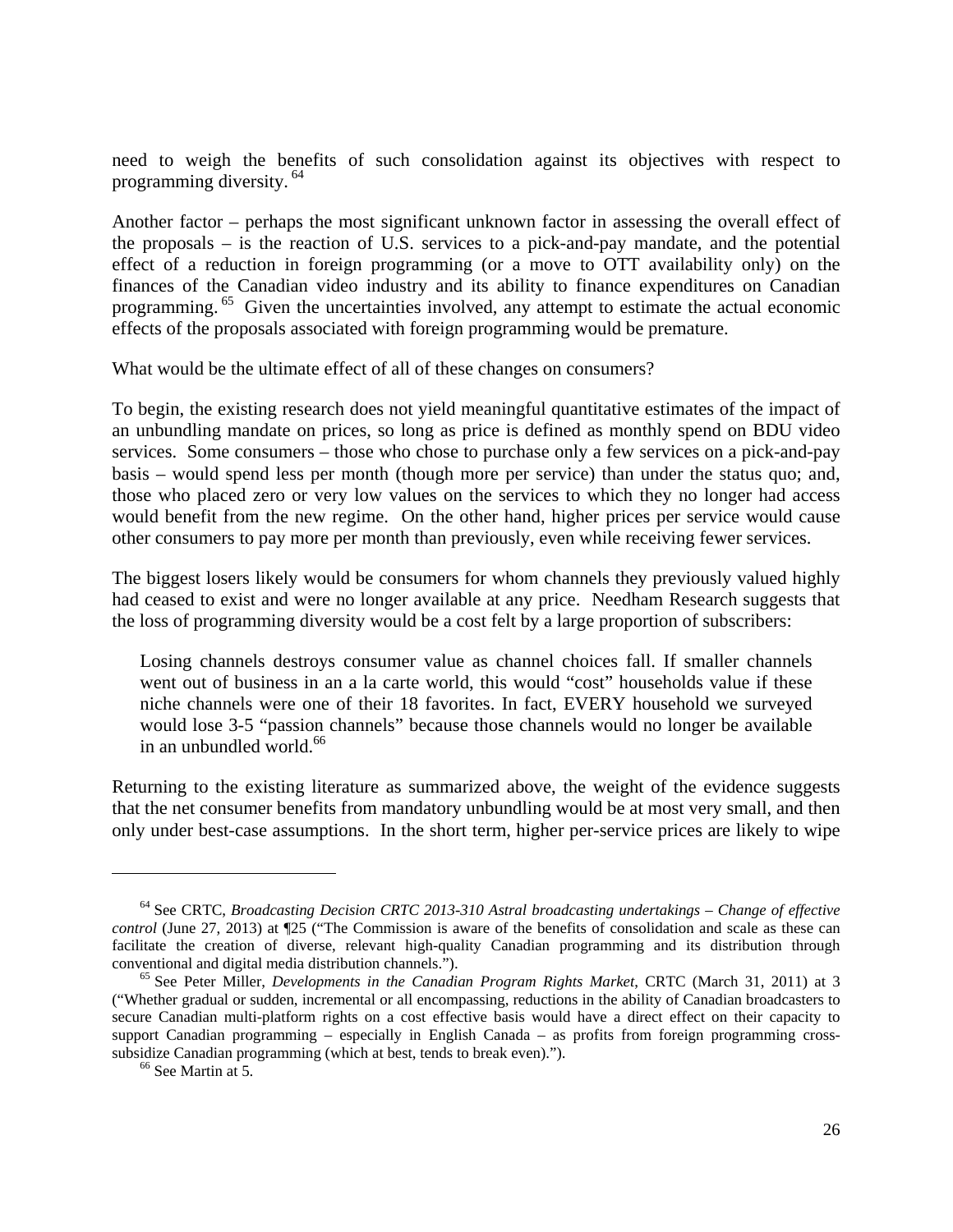need to weigh the benefits of such consolidation against its objectives with respect to programming diversity.[64]

Another factor – perhaps the most significant unknown factor in assessing the overall effect of the proposals – is the reaction of U.S. services to a pick-and-pay mandate, and the potential effect of a reduction in foreign programming (or a move to OTT availability only) on the finances of the Canadian video industry and its ability to finance expenditures on Canadian programming.[65] Given the uncertainties involved, any attempt to estimate the actual economic effects of the proposals associated with foreign programming would be premature.

What would be the ultimate effect of all of these changes on consumers?

To begin, the existing research does not yield meaningful quantitative estimates of the impact of an unbundling mandate on prices, so long as price is defined as monthly spend on BDU video services. Some consumers – those who chose to purchase only a few services on a pick-and-pay basis – would spend less per month (though more per service) than under the status quo; and, those who placed zero or very low values on the services to which they no longer had access would benefit from the new regime. On the other hand, higher prices per service would cause other consumers to pay more per month than previously, even while receiving fewer services.

The biggest losers likely would be consumers for whom channels they previously valued highly had ceased to exist and were no longer available at any price. Needham Research suggests that the loss of programming diversity would be a cost felt by a large proportion of subscribers:

> Losing channels destroys consumer value as channel choices fall. If smaller channels went out of business in an a la carte world, this would "cost" households value if these niche channels were one of their 18 favorites. In fact, EVERY household we surveyed would lose 3-5 "passion channels" because those channels would no longer be available in an unbundled world.[66]

Returning to the existing literature as summarized above, the weight of the evidence suggests that the net consumer benefits from mandatory unbundling would be at most very small, and then only under best-case assumptions. In the short term, higher per-service prices are likely to wipe

---

[64] See CRTC, *Broadcasting Decision CRTC 2013-310 Astral broadcasting undertakings – Change of effective control* (June 27, 2013) at ¶25 ("The Commission is aware of the benefits of consolidation and scale as these can facilitate the creation of diverse, relevant high-quality Canadian programming and its distribution through conventional and digital media distribution channels.").

[65] See Peter Miller, *Developments in the Canadian Program Rights Market*, CRTC (March 31, 2011) at 3 ("Whether gradual or sudden, incremental or all encompassing, reductions in the ability of Canadian broadcasters to secure Canadian multi-platform rights on a cost effective basis would have a direct effect on their capacity to support Canadian programming – especially in English Canada – as profits from foreign programming cross-subsidize Canadian programming (which at best, tends to break even).").

[66] See Martin at 5.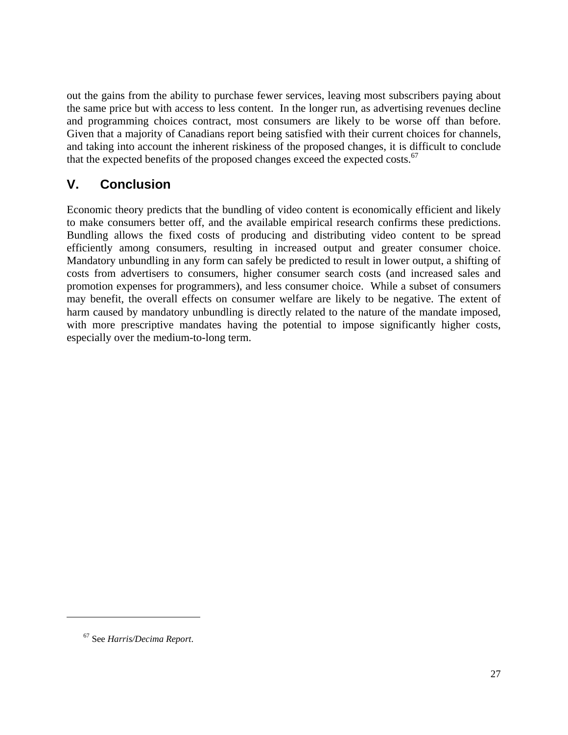out the gains from the ability to purchase fewer services, leaving most subscribers paying about the same price but with access to less content. In the longer run, as advertising revenues decline and programming choices contract, most consumers are likely to be worse off than before. Given that a majority of Canadians report being satisfied with their current choices for channels, and taking into account the inherent riskiness of the proposed changes, it is difficult to conclude that the expected benefits of the proposed changes exceed the expected costs.[67]

## V. Conclusion

Economic theory predicts that the bundling of video content is economically efficient and likely to make consumers better off, and the available empirical research confirms these predictions. Bundling allows the fixed costs of producing and distributing video content to be spread efficiently among consumers, resulting in increased output and greater consumer choice. Mandatory unbundling in any form can safely be predicted to result in lower output, a shifting of costs from advertisers to consumers, higher consumer search costs (and increased sales and promotion expenses for programmers), and less consumer choice. While a subset of consumers may benefit, the overall effects on consumer welfare are likely to be negative. The extent of harm caused by mandatory unbundling is directly related to the nature of the mandate imposed, with more prescriptive mandates having the potential to impose significantly higher costs, especially over the medium-to-long term.

---

[67] See *Harris/Decima Report*.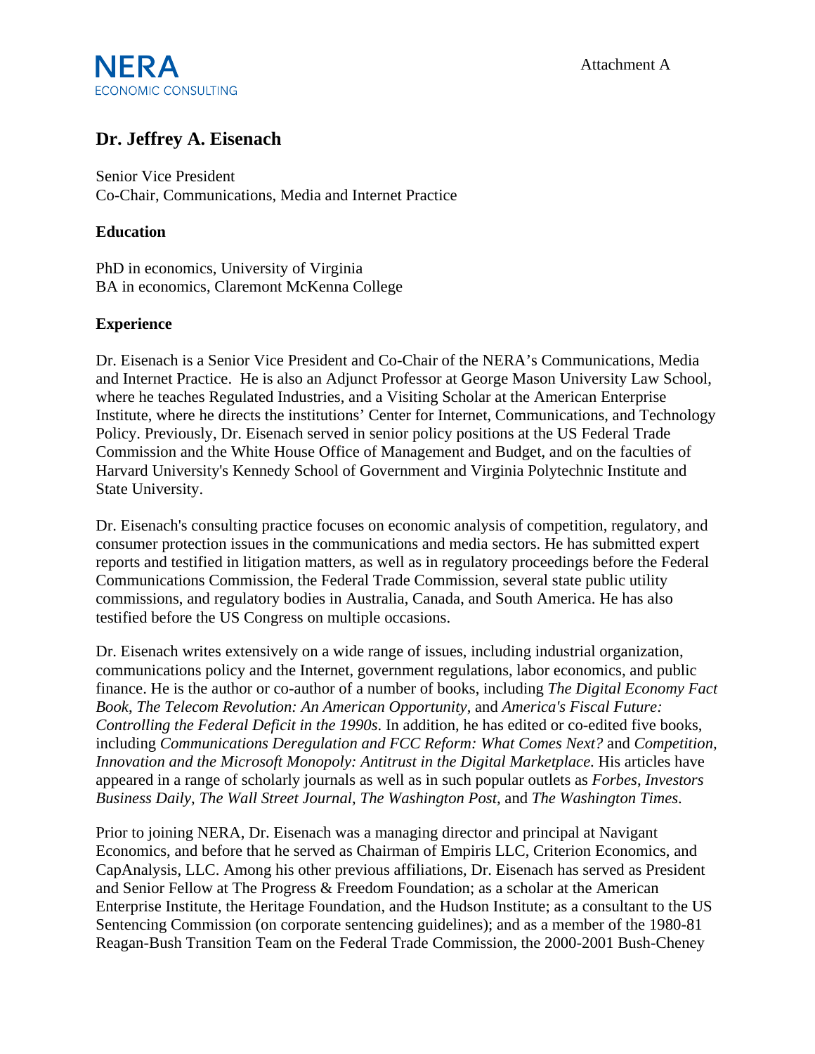NERA
ECONOMIC CONSULTING

Attachment A

# Dr. Jeffrey A. Eisenach

Senior Vice President
Co-Chair, Communications, Media and Internet Practice

## Education

PhD in economics, University of Virginia
BA in economics, Claremont McKenna College

## Experience

Dr. Eisenach is a Senior Vice President and Co-Chair of the NERA's Communications, Media and Internet Practice. He is also an Adjunct Professor at George Mason University Law School, where he teaches Regulated Industries, and a Visiting Scholar at the American Enterprise Institute, where he directs the institutions' Center for Internet, Communications, and Technology Policy. Previously, Dr. Eisenach served in senior policy positions at the US Federal Trade Commission and the White House Office of Management and Budget, and on the faculties of Harvard University's Kennedy School of Government and Virginia Polytechnic Institute and State University.

Dr. Eisenach's consulting practice focuses on economic analysis of competition, regulatory, and consumer protection issues in the communications and media sectors. He has submitted expert reports and testified in litigation matters, as well as in regulatory proceedings before the Federal Communications Commission, the Federal Trade Commission, several state public utility commissions, and regulatory bodies in Australia, Canada, and South America. He has also testified before the US Congress on multiple occasions.

Dr. Eisenach writes extensively on a wide range of issues, including industrial organization, communications policy and the Internet, government regulations, labor economics, and public finance. He is the author or co-author of a number of books, including *The Digital Economy Fact Book*, *The Telecom Revolution: An American Opportunity*, and *America's Fiscal Future: Controlling the Federal Deficit in the 1990s*. In addition, he has edited or co-edited five books, including *Communications Deregulation and FCC Reform: What Comes Next?* and *Competition, Innovation and the Microsoft Monopoly: Antitrust in the Digital Marketplace*. His articles have appeared in a range of scholarly journals as well as in such popular outlets as *Forbes*, *Investors Business Daily*, *The Wall Street Journal*, *The Washington Post*, and *The Washington Times*.

Prior to joining NERA, Dr. Eisenach was a managing director and principal at Navigant Economics, and before that he served as Chairman of Empiris LLC, Criterion Economics, and CapAnalysis, LLC. Among his other previous affiliations, Dr. Eisenach has served as President and Senior Fellow at The Progress & Freedom Foundation; as a scholar at the American Enterprise Institute, the Heritage Foundation, and the Hudson Institute; as a consultant to the US Sentencing Commission (on corporate sentencing guidelines); and as a member of the 1980-81 Reagan-Bush Transition Team on the Federal Trade Commission, the 2000-2001 Bush-Cheney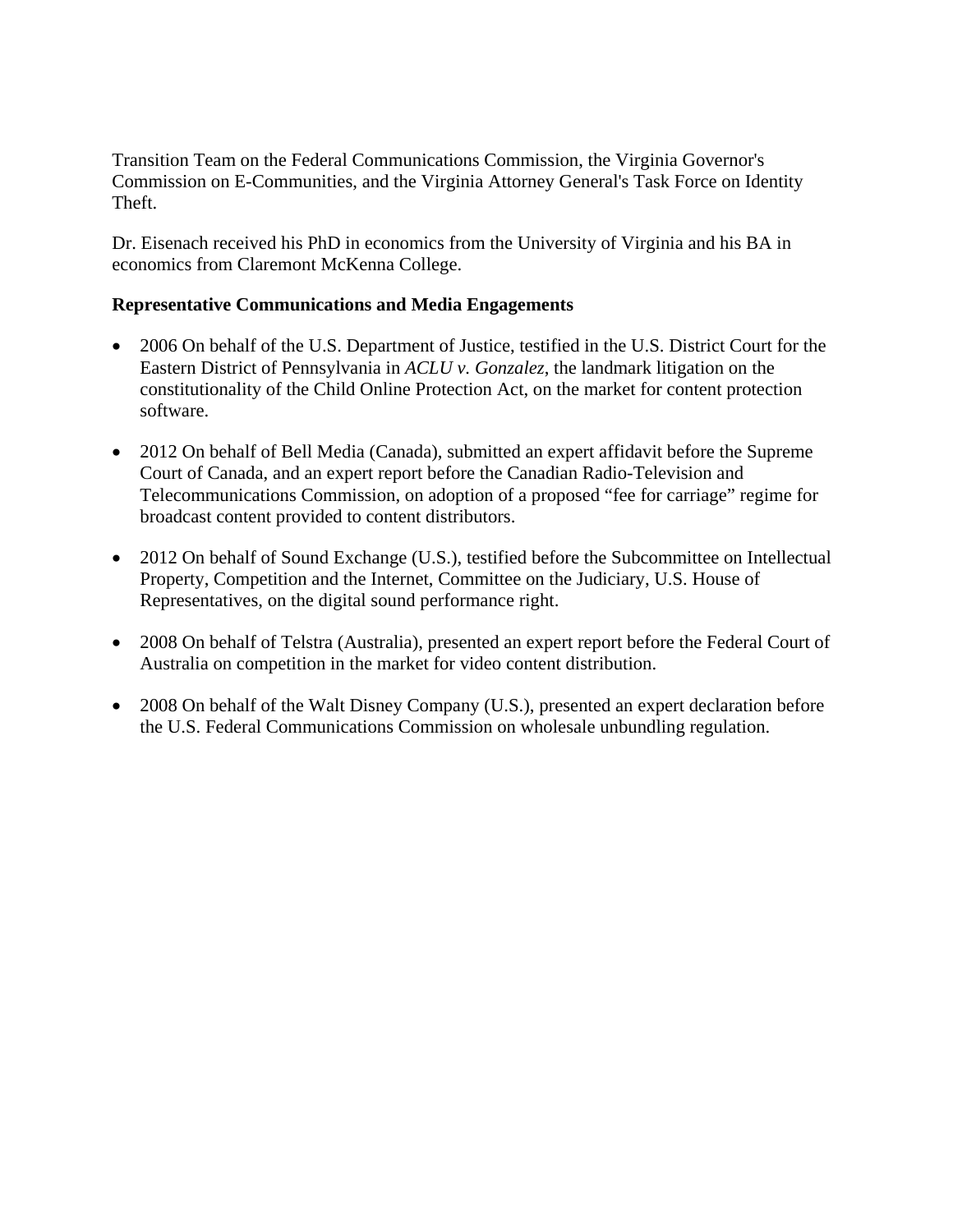Transition Team on the Federal Communications Commission, the Virginia Governor's Commission on E-Communities, and the Virginia Attorney General's Task Force on Identity Theft.

Dr. Eisenach received his PhD in economics from the University of Virginia and his BA in economics from Claremont McKenna College.

**Representative Communications and Media Engagements**

- 2006 On behalf of the U.S. Department of Justice, testified in the U.S. District Court for the Eastern District of Pennsylvania in *ACLU v. Gonzalez*, the landmark litigation on the constitutionality of the Child Online Protection Act, on the market for content protection software.

- 2012 On behalf of Bell Media (Canada), submitted an expert affidavit before the Supreme Court of Canada, and an expert report before the Canadian Radio-Television and Telecommunications Commission, on adoption of a proposed "fee for carriage" regime for broadcast content provided to content distributors.

- 2012 On behalf of Sound Exchange (U.S.), testified before the Subcommittee on Intellectual Property, Competition and the Internet, Committee on the Judiciary, U.S. House of Representatives, on the digital sound performance right.

- 2008 On behalf of Telstra (Australia), presented an expert report before the Federal Court of Australia on competition in the market for video content distribution.

- 2008 On behalf of the Walt Disney Company (U.S.), presented an expert declaration before the U.S. Federal Communications Commission on wholesale unbundling regulation.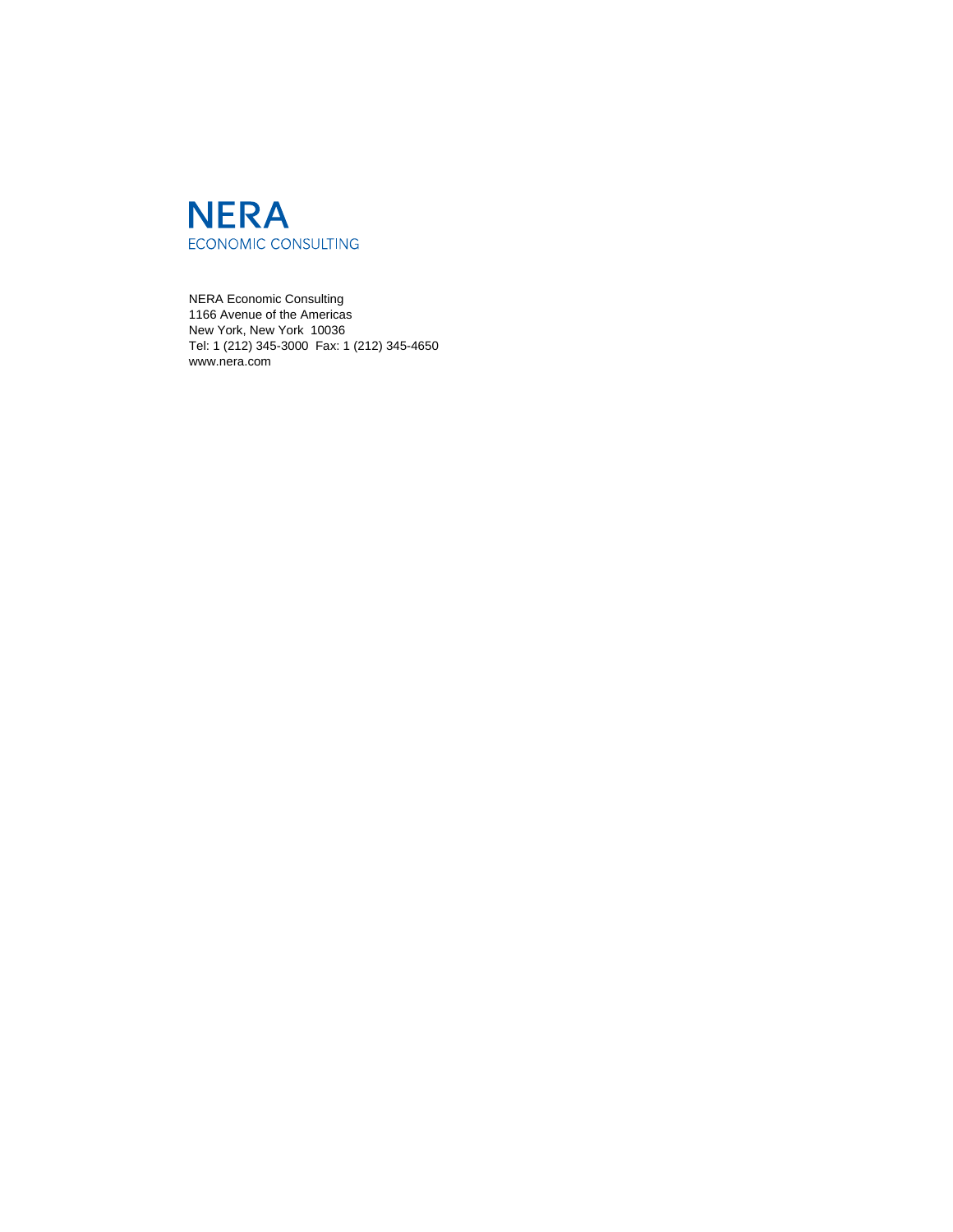**NERA**
ECONOMIC CONSULTING

NERA Economic Consulting
1166 Avenue of the Americas
New York, New York  10036
Tel: 1 (212) 345-3000  Fax: 1 (212) 345-4650
www.nera.com